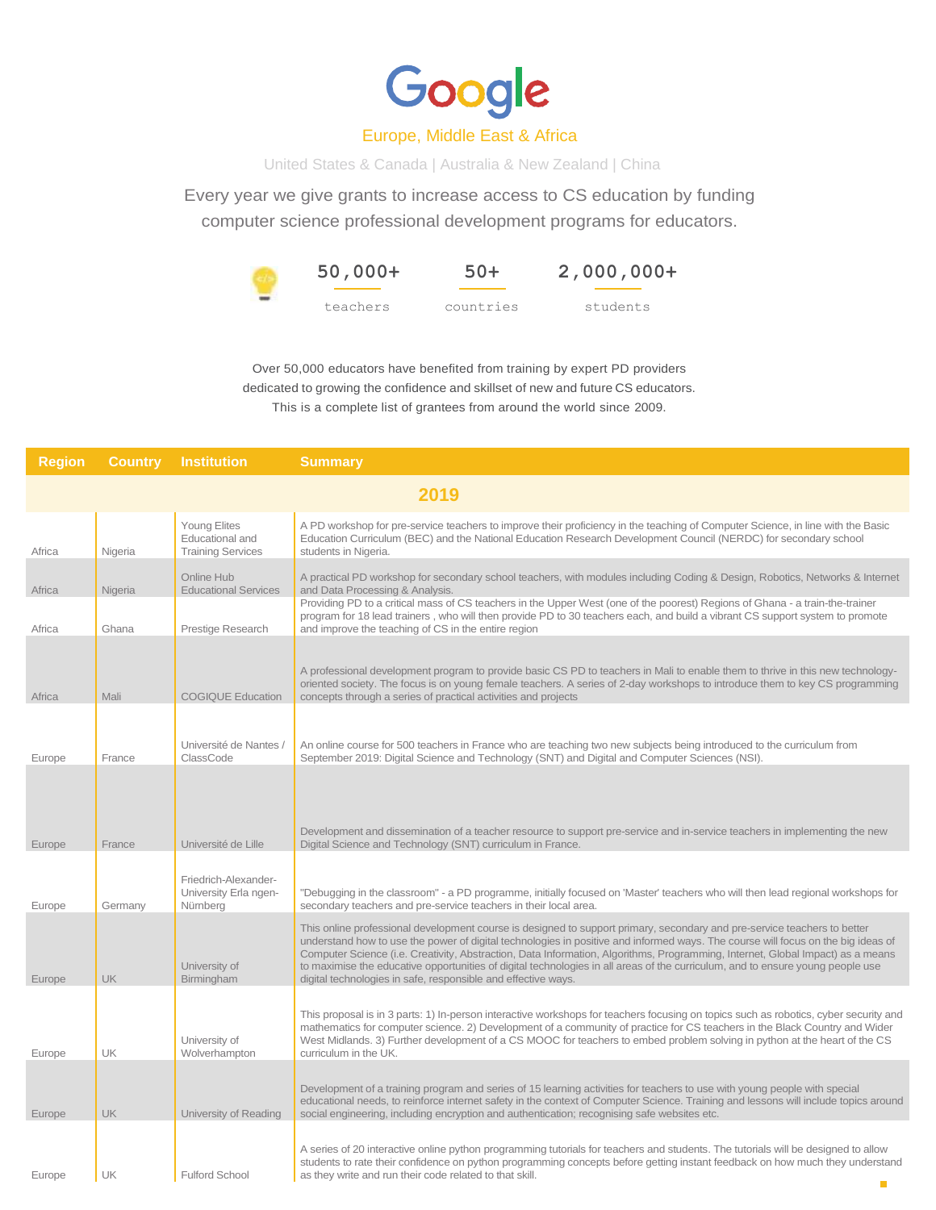# Google

## Europe, Middle East & Africa

United States & Canada | Australia & New Zealand | China

Every year we give grants to increase access to CS education by funding computer science professional development programs for educators.

| 50,000+ | 50+ | 2,000,000+ |
|---|---|---|
| teachers | countries | students |

Over 50,000 educators have benefited from training by expert PD providers dedicated to growing the confidence and skillset of new and future CS educators. This is a complete list of grantees from around the world since 2009.

| Region | Country | Institution | Summary |
|---|---|---|---|
| **2019** | | | |
| Africa | Nigeria | Young Elites Educational and Training Services | A PD workshop for pre-service teachers to improve their proficiency in the teaching of Computer Science, in line with the Basic Education Curriculum (BEC) and the National Education Research Development Council (NERDC) for secondary school students in Nigeria. |
| Africa | Nigeria | Online Hub Educational Services | A practical PD workshop for secondary school teachers, with modules including Coding & Design, Robotics, Networks & Internet and Data Processing & Analysis. |
| Africa | Ghana | Prestige Research | Providing PD to a critical mass of CS teachers in the Upper West (one of the poorest) Regions of Ghana - a train-the-trainer program for 18 lead trainers , who will then provide PD to 30 teachers each, and build a vibrant CS support system to promote and improve the teaching of CS in the entire region |
| Africa | Mali | COGIQUE Education | A professional development program to provide basic CS PD to teachers in Mali to enable them to thrive in this new technology-oriented society. The focus is on young female teachers. A series of 2-day workshops to introduce them to key CS programming concepts through a series of practical activities and projects |
| Europe | France | Université de Nantes / ClassCode | An online course for 500 teachers in France who are teaching two new subjects being introduced to the curriculum from September 2019: Digital Science and Technology (SNT) and Digital and Computer Sciences (NSI). |
| Europe | France | Université de Lille | Development and dissemination of a teacher resource to support pre-service and in-service teachers in implementing the new Digital Science and Technology (SNT) curriculum in France. |
| Europe | Germany | Friedrich-Alexander-University Erla ngen-Nürnberg | "Debugging in the classroom" - a PD programme, initially focused on 'Master' teachers who will then lead regional workshops for secondary teachers and pre-service teachers in their local area. |
| Europe | UK | University of Birmingham | This online professional development course is designed to support primary, secondary and pre-service teachers to better understand how to use the power of digital technologies in positive and informed ways. The course will focus on the big ideas of Computer Science (i.e. Creativity, Abstraction, Data Information, Algorithms, Programming, Internet, Global Impact) as a means to maximise the educative opportunities of digital technologies in all areas of the curriculum, and to ensure young people use digital technologies in safe, responsible and effective ways. |
| Europe | UK | University of Wolverhampton | This proposal is in 3 parts: 1) In-person interactive workshops for teachers focusing on topics such as robotics, cyber security and mathematics for computer science. 2) Development of a community of practice for CS teachers in the Black Country and Wider West Midlands. 3) Further development of a CS MOOC for teachers to embed problem solving in python at the heart of the CS curriculum in the UK. |
| Europe | UK | University of Reading | Development of a training program and series of 15 learning activities for teachers to use with young people with special educational needs, to reinforce internet safety in the context of Computer Science. Training and lessons will include topics around social engineering, including encryption and authentication; recognising safe websites etc. |
| Europe | UK | Fulford School | A series of 20 interactive online python programming tutorials for teachers and students. The tutorials will be designed to allow students to rate their confidence on python programming concepts before getting instant feedback on how much they understand as they write and run their code related to that skill. |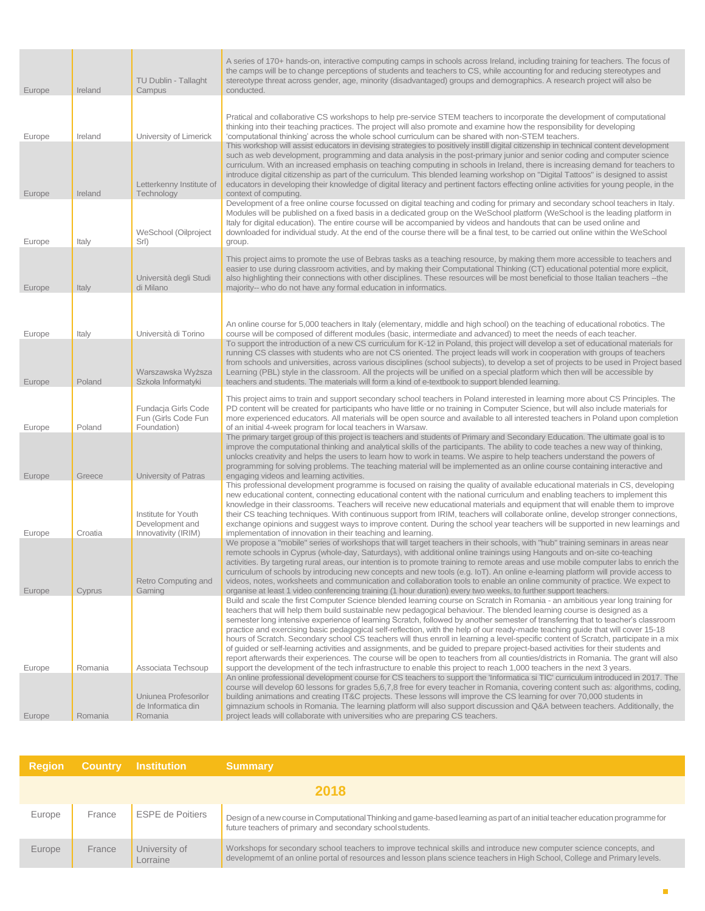| Region | Country | Institution | Summary |
|---|---|---|---|
| Europe | Ireland | TU Dublin - Tallaght Campus | A series of 170+ hands-on, interactive computing camps in schools across Ireland, including training for teachers. The focus of the camps will be to change perceptions of students and teachers to CS, while accounting for and reducing stereotypes and stereotype threat across gender, age, minority (disadvantaged) groups and demographics. A research project will also be conducted. |
| Europe | Ireland | University of Limerick | Pratical and collaborative CS workshops to help pre-service STEM teachers to incorporate the development of computational thinking into their teaching practices. The project will also promote and examine how the responsibility for developing 'computational thinking' across the whole school curriculum can be shared with non-STEM teachers. |
| Europe | Ireland | Letterkenny Institute of Technology | This workshop will assist educators in devising strategies to positively instill digital citizenship in technical content development such as web development, programming and data analysis in the post-primary junior and senior coding and computer science curriculum. With an increased emphasis on teaching computing in schools in Ireland, there is increasing demand for teachers to introduce digital citizenship as part of the curriculum. This blended learning workshop on "Digital Tattoos" is designed to assist educators in developing their knowledge of digital literacy and pertinent factors effecting online activities for young people, in the context of computing. |
| Europe | Italy | WeSchool (Oilproject Srl) | Development of a free online course focussed on digital teaching and coding for primary and secondary school teachers in Italy. Modules will be published on a fixed basis in a dedicated group on the WeSchool platform (WeSchool is the leading platform in Italy for digital education). The entire course will be accompanied by videos and handouts that can be used online and downloaded for individual study. At the end of the course there will be a final test, to be carried out online within the WeSchool group. |
| Europe | Italy | Università degli Studi di Milano | This project aims to promote the use of Bebras tasks as a teaching resource, by making them more accessible to teachers and easier to use during classroom activities, and by making their Computational Thinking (CT) educational potential more explicit, also highlighting their connections with other disciplines. These resources will be most beneficial to those Italian teachers --the majority-- who do not have any formal education in informatics. |
| Europe | Italy | Università di Torino | An online course for 5,000 teachers in Italy (elementary, middle and high school) on the teaching of educational robotics. The course will be composed of different modules (basic, intermediate and advanced) to meet the needs of each teacher. |
| Europe | Poland | Warszawska Wyższa Szkoła Informatyki | To support the introduction of a new CS curriculum for K-12 in Poland, this project will develop a set of educational materials for running CS classes with students who are not CS oriented. The project leads will work in cooperation with groups of teachers from schools and universities, across various disciplines (school subjects), to develop a set of projects to be used in Project based Learning (PBL) style in the classroom. All the projects will be unified on a special platform which then will be accessible by teachers and students. The materials will form a kind of e-textbook to support blended learning. |
| Europe | Poland | Fundacja Girls Code Fun (Girls Code Fun Foundation) | This project aims to train and support secondary school teachers in Poland interested in learning more about CS Principles. The PD content will be created for participants who have little or no training in Computer Science, but will also include materials for more experienced educators. All materials will be open source and available to all interested teachers in Poland upon completion of an initial 4-week program for local teachers in Warsaw. |
| Europe | Greece | University of Patras | The primary target group of this project is teachers and students of Primary and Secondary Education. The ultimate goal is to improve the computational thinking and analytical skills of the participants. The ability to code teaches a new way of thinking, unlocks creativity and helps the users to learn how to work in teams. We aspire to help teachers understand the powers of programming for solving problems. The teaching material will be implemented as an online course containing interactive and engaging videos and learning activities. |
| Europe | Croatia | Institute for Youth Development and Innovativity (IRIM) | This professional development programme is focused on raising the quality of available educational materials in CS, developing new educational content, connecting educational content with the national curriculum and enabling teachers to implement this knowledge in their classrooms. Teachers will receive new educational materials and equipment that will enable them to improve their CS teaching techniques. With continuous support from IRIM, teachers will collaborate online, develop stronger connections, exchange opinions and suggest ways to improve content. During the school year teachers will be supported in new learnings and implementation of innovation in their teaching and learning. |
| Europe | Cyprus | Retro Computing and Gaming | We propose a "mobile" series of workshops that will target teachers in their schools, with "hub" training seminars in areas near remote schools in Cyprus (whole-day, Saturdays), with additional online trainings using Hangouts and on-site co-teaching activities. By targeting rural areas, our intention is to promote training to remote areas and use mobile computer labs to enrich the curriculum of schools by introducing new concepts and new tools (e.g. IoT). An online e-learning platform will provide access to videos, notes, worksheets and communication and collaboration tools to enable an online community of practice. We expect to organise at least 1 video conferencing training (1 hour duration) every two weeks, to further support teachers. |
| Europe | Romania | Associata Techsoup | Build and scale the first Computer Science blended learning course on Scratch in Romania - an ambitious year long training for teachers that will help them build sustainable new pedagogical behaviour. The blended learning course is designed as a semester long intensive experience of learning Scratch, followed by another semester of transferring that to teacher's classroom practice and exercising basic pedagogical self-reflection, with the help of our ready-made teaching guide that will cover 15-18 hours of Scratch. Secondary school CS teachers will thus enroll in learning a level-specific content of Scratch, participate in a mix of guided or self-learning activities and assignments, and be guided to prepare project-based activities for their students and report afterwards their experiences. The course will be open to teachers from all counties/districts in Romania. The grant will also support the development of the tech infrastructure to enable this project to reach 1,000 teachers in the next 3 years. |
| Europe | Romania | Uniunea Profesorilor de Informatica din Romania | An online professional development course for CS teachers to support the 'Informatica si TIC' curriculum introduced in 2017. The course will develop 60 lessons for grades 5,6,7,8 free for every teacher in Romania, covering content such as: algorithms, coding, building animations and creating IT&C projects. These lessons will improve the CS learning for over 70,000 students in gimnazium schools in Romania. The learning platform will also support discussion and Q&A between teachers. Additionally, the project leads will collaborate with universities who are preparing CS teachers. |

| Region | Country | Institution | Summary |
|---|---|---|---|
| **2018** | | | |
| Europe | France | ESPE de Poitiers | Design of a new course in Computational Thinking and game-based learning as part of an initial teacher education programme for future teachers of primary and secondary school students. |
| Europe | France | University of Lorraine | Workshops for secondary school teachers to improve technical skills and introduce new computer science concepts, and developmemt of an online portal of resources and lesson plans science teachers in High School, College and Primary levels. |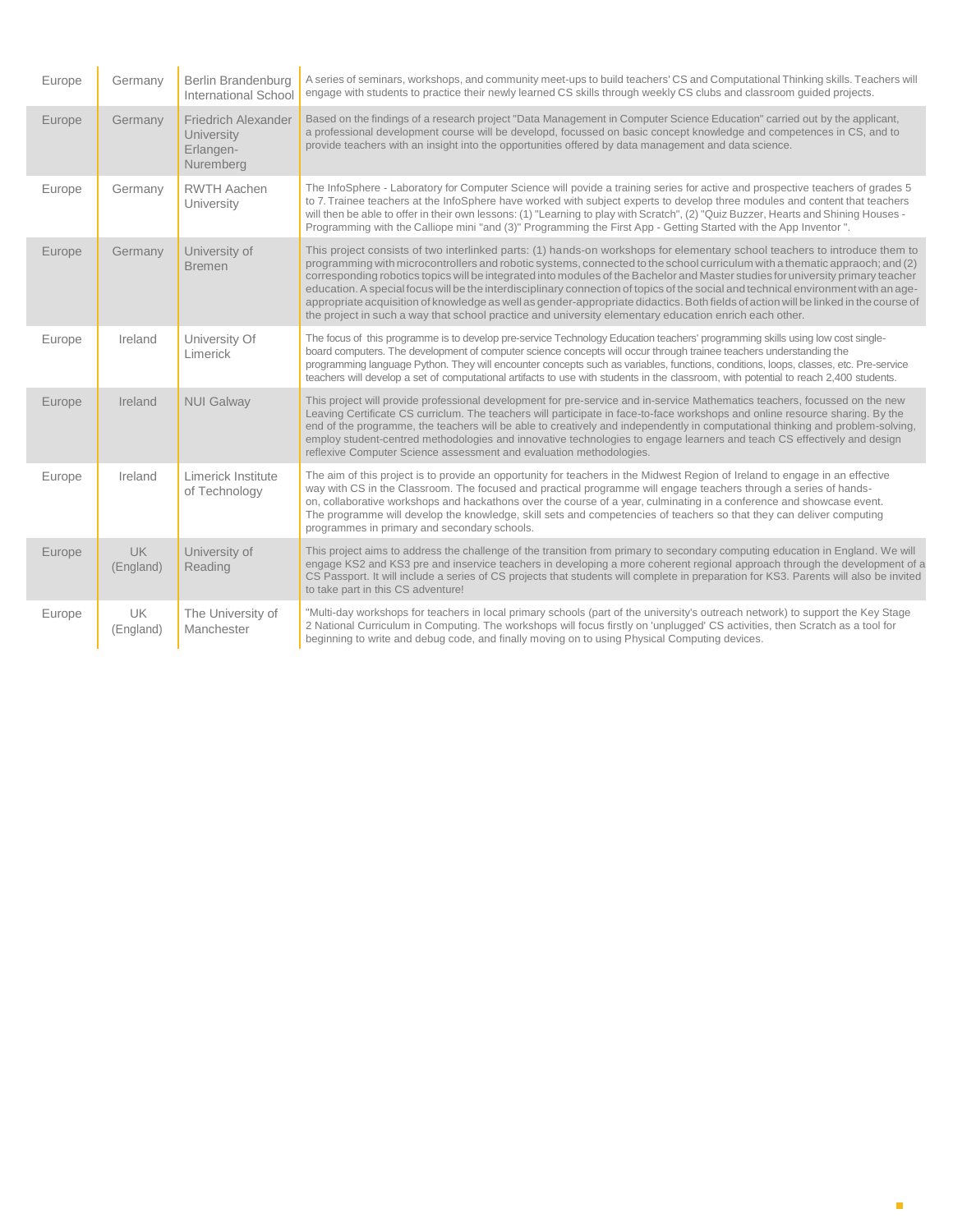| | | | |
|---|---|---|---|
| Europe | Germany | Berlin Brandenburg International School | A series of seminars, workshops, and community meet-ups to build teachers' CS and Computational Thinking skills. Teachers will engage with students to practice their newly learned CS skills through weekly CS clubs and classroom guided projects. |
| Europe | Germany | Friedrich Alexander University Erlangen-Nuremberg | Based on the findings of a research project "Data Management in Computer Science Education" carried out by the applicant, a professional development course will be developd, focussed on basic concept knowledge and competences in CS, and to provide teachers with an insight into the opportunities offered by data management and data science. |
| Europe | Germany | RWTH Aachen University | The InfoSphere - Laboratory for Computer Science will povide a training series for active and prospective teachers of grades 5 to 7. Trainee teachers at the InfoSphere have worked with subject experts to develop three modules and content that teachers will then be able to offer in their own lessons: (1) "Learning to play with Scratch", (2) "Quiz Buzzer, Hearts and Shining Houses - Programming with the Calliope mini "and (3)" Programming the First App - Getting Started with the App Inventor ". |
| Europe | Germany | University of Bremen | This project consists of two interlinked parts: (1) hands-on workshops for elementary school teachers to introduce them to programming with microcontrollers and robotic systems, connected to the school curriculum with a thematic appraoch; and (2) corresponding robotics topics will be integrated into modules of the Bachelor and Master studies for university primary teacher education. A special focus will be the interdisciplinary connection of topics of the social and technical environment with an age-appropriate acquisition of knowledge as well as gender-appropriate didactics. Both fields of action will be linked in the course of the project in such a way that school practice and university elementary education enrich each other. |
| Europe | Ireland | University Of Limerick | The focus of this programme is to develop pre-service Technology Education teachers' programming skills using low cost single-board computers. The development of computer science concepts will occur through trainee teachers understanding the programming language Python. They will encounter concepts such as variables, functions, conditions, loops, classes, etc. Pre-service teachers will develop a set of computational artifacts to use with students in the classroom, with potential to reach 2,400 students. |
| Europe | Ireland | NUI Galway | This project will provide professional development for pre-service and in-service Mathematics teachers, focussed on the new Leaving Certificate CS curriclum. The teachers will participate in face-to-face workshops and online resource sharing. By the end of the programme, the teachers will be able to creatively and independently in computational thinking and problem-solving, employ student-centred methodologies and innovative technologies to engage learners and teach CS effectively and design reflexive Computer Science assessment and evaluation methodologies. |
| Europe | Ireland | Limerick Institute of Technology | The aim of this project is to provide an opportunity for teachers in the Midwest Region of Ireland to engage in an effective way with CS in the Classroom. The focused and practical programme will engage teachers through a series of hands-on, collaborative workshops and hackathons over the course of a year, culminating in a conference and showcase event. The programme will develop the knowledge, skill sets and competencies of teachers so that they can deliver computing programmes in primary and secondary schools. |
| Europe | UK (England) | University of Reading | This project aims to address the challenge of the transition from primary to secondary computing education in England. We will engage KS2 and KS3 pre and inservice teachers in developing a more coherent regional approach through the development of a CS Passport. It will include a series of CS projects that students will complete in preparation for KS3. Parents will also be invited to take part in this CS adventure! |
| Europe | UK (England) | The University of Manchester | "Multi-day workshops for teachers in local primary schools (part of the university's outreach network) to support the Key Stage 2 National Curriculum in Computing. The workshops will focus firstly on 'unplugged' CS activities, then Scratch as a tool for beginning to write and debug code, and finally moving on to using Physical Computing devices. |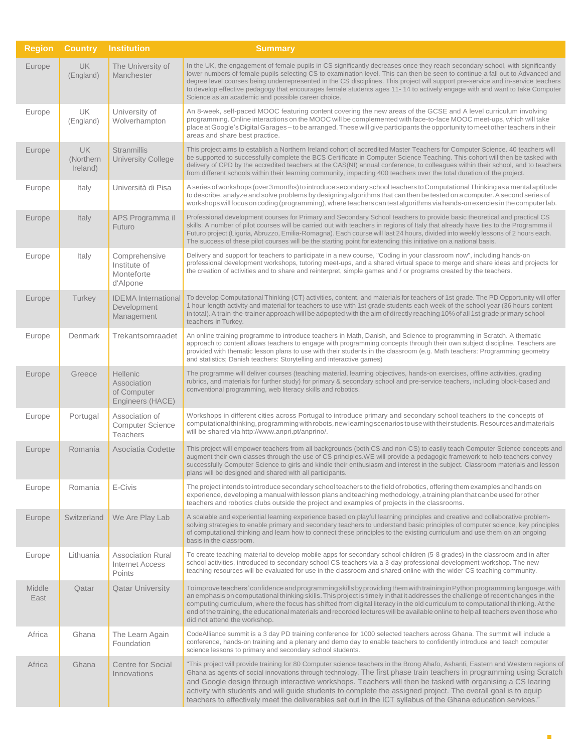| Region | Country | Institution | Summary |
|---|---|---|---|
| Europe | UK (England) | The University of Manchester | In the UK, the engagement of female pupils in CS significantly decreases once they reach secondary school, with significantly lower numbers of female pupils selecting CS to examination level. This can then be seen to continue a fall out to Advanced and degree level courses being underrepresented in the CS disciplines. This project will support pre-service and in-service teachers to develop effective pedagogy that encourages female students ages 11- 14 to actively engage with and want to take Computer Science as an academic and possible career choice. |
| Europe | UK (England) | University of Wolverhampton | An 8-week, self-paced MOOC featuring content covering the new areas of the GCSE and A level curriculum involving programming. Online interactions on the MOOC will be complemented with face-to-face MOOC meet-ups, which will take place at Google's Digital Garages – to be arranged. These will give participants the opportunity to meet other teachers in their areas and share best practice. |
| Europe | UK (Northern Ireland) | Stranmillis University College | This project aims to establish a Northern Ireland cohort of accredited Master Teachers for Computer Science. 40 teachers will be supported to successfully complete the BCS Certificate in Computer Science Teaching. This cohort will then be tasked with delivery of CPD by the accredited teachers at the CAS(NI) annual conference, to colleagues within their school, and to teachers from different schools within their learning community, impacting 400 teachers over the total duration of the project. |
| Europe | Italy | Università di Pisa | A series of workshops (over 3 months) to introduce secondary school teachers to Computational Thinking as a mental aptitude to describe, analyze and solve problems by designing algorithms that can then be tested on a computer. A second series of workshops will focus on coding (programming), where teachers can test algorithms via hands-on exercies in the computer lab. |
| Europe | Italy | APS Programma il Futuro | Professional development courses for Primary and Secondary School teachers to provide basic theoretical and practical CS skills. A number of pilot courses will be carried out with teachers in regions of Italy that already have ties to the Programma il Futuro project (Liguria, Abruzzo, Emilia-Romagna). Each course will last 24 hours, divided into weekly lessons of 2 hours each. The success of these pilot courses will be the starting point for extending this initiative on a national basis. |
| Europe | Italy | Comprehensive Institute of Monteforte d'Alpone | Delivery and support for teachers to participate in a new course, "Coding in your classroom now", including hands-on professional development workshops, tutoring meet-ups, and a shared virtual space to merge and share ideas and projects for the creation of activities and to share and reinterpret, simple games and / or programs created by the teachers. |
| Europe | Turkey | IDEMA International Development Management | To develop Computational Thinking (CT) activities, content, and materials for teachers of 1st grade. The PD Opportunity will offer 1 hour-length activity and material for teachers to use with 1st grade students each week of the school year (36 hours content in total). A train-the-trainer approach will be adpopted with the aim of directly reaching 10% of all 1st grade primary school teachers in Turkey. |
| Europe | Denmark | Trekantsomraadet | An online training programme to introduce teachers in Math, Danish, and Science to programming in Scratch. A thematic approach to content allows teachers to engage with programming concepts through their own subject discipline. Teachers are provided with thematic lesson plans to use with their students in the classroom (e.g. Math teachers: Programming geometry and statistics; Danish teachers: Storytelling and interactive games) |
| Europe | Greece | Hellenic Association of Computer Engineers (HACE) | The programme will deliver courses (teaching material, learning objectives, hands-on exercises, offline activities, grading rubrics, and materials for further study) for primary & secondary school and pre-service teachers, including block-based and conventional programming, web literacy skills and robotics. |
| Europe | Portugal | Association of Computer Science Teachers | Workshops in different cities across Portugal to introduce primary and secondary school teachers to the concepts of computational thinking, programming with robots, new learning scenarios to use with their students. Resources and materials will be shared via http://www.anpri.pt/anprino/. |
| Europe | Romania | Asociatia Codette | This project will empower teachers from all backgrounds (both CS and non-CS) to easily teach Computer Science concepts and augment their own classes through the use of CS principles.WE will provide a pedagogic framework to help teachers convey successfully Computer Science to girls and kindle their enthusiasm and interest in the subject. Classroom materials and lesson plans will be designed and shared with all participants. |
| Europe | Romania | E-Civis | The project intends to introduce secondary school teachers to the field of robotics, offering them examples and hands on experience, developing a manual with lesson plans and teaching methodology, a training plan that can be used for other teachers and robotics clubs outside the project and examples of projects in the classrooms. |
| Europe | Switzerland | We Are Play Lab | A scalable and experiential learning experience based on playful learning principles and creative and collaborative problem-solving strategies to enable primary and secondary teachers to understand basic principles of computer science, key principles of computational thinking and learn how to connect these principles to the existing curriculum and use them on an ongoing basis in the classroom. |
| Europe | Lithuania | Association Rural Internet Access Points | To create teaching material to develop mobile apps for secondary school children (5-8 grades) in the classroom and in after school activities, introduced to secondary school CS teachers via a 3-day professional development workshop. The new teaching resources will be evaluated for use in the classroom and shared online with the wider CS teaching community. |
| Middle East | Qatar | Qatar University | To improve teachers' confidence and programming skills by providing them with training in Python programming language, with an emphasis on computational thinking skills. This project is timely in that it addresses the challenge of recent changes in the computing curriculum, where the focus has shifted from digital literacy in the old curriculum to computational thinking. At the end of the training, the educational materials and recorded lectures will be available online to help all teachers even those who did not attend the workshop. |
| Africa | Ghana | The Learn Again Foundation | CodeAlliance summit is a 3 day PD training conference for 1000 selected teachers across Ghana. The summit will include a conference, hands-on training and a plenary and demo day to enable teachers to confidently introduce and teach computer science lessons to primary and secondary school students. |
| Africa | Ghana | Centre for Social Innovations | "This project will provide training for 80 Computer science teachers in the Brong Ahafo, Ashanti, Eastern and Western regions of Ghana as agents of social innovations through technology. The first phase train teachers in programming using Scratch and Google design through interactive workshops. Teachers will then be tasked with organising a CS learing activity with students and will guide students to complete the assigned project. The overall goal is to equip teachers to effectively meet the deliverables set out in the ICT syllabus of the Ghana education services." |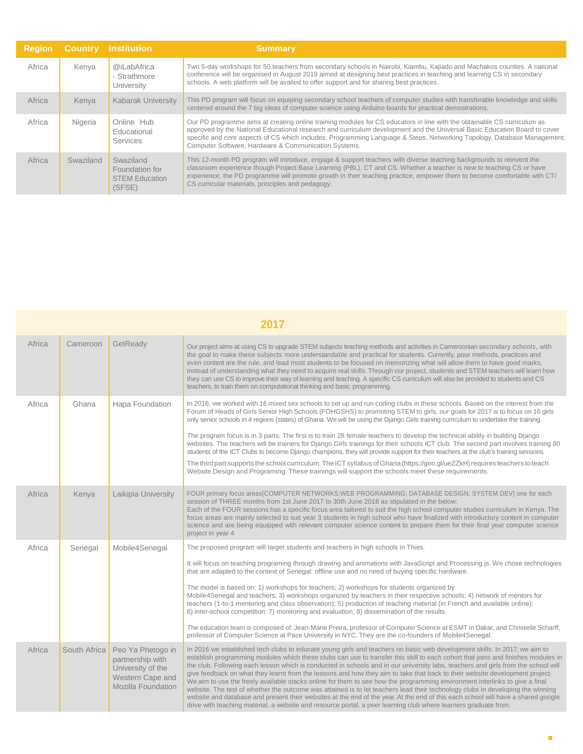| Region | Country | Institution | Summary |
|---|---|---|---|
| Africa | Kenya | @iLabAfrica - Strathmore University | Two 5-day workshops for 50 teachers from secondary schools in Nairobi, Kiambu, Kajiado and Machakos counties. A national conference will be organised in August 2019 aimed at designing best practices in teaching and learning CS in secondary schools. A web platform will be availed to offer support and for sharing best practices. |
| Africa | Kenya | Kabarak University | This PD program will focus on equiping secondary school teachers of computer studies with transferable knowledge and skills centered around the 7 big ideas of computer science using Arduino boards for practical demostrations. |
| Africa | Nigeria | Online Hub Educational Services | Our PD programme aims at creating online training modules for CS educators in line with the obtainable CS curriculum as approved by the National Educational research and curriculum development and the Universal Basic Education Board to cover specific and core aspects of CS which includes; Programming Language & Steps, Networking Topology, Database Management, Computer Software, Hardware & Communication Systems. |
| Africa | Swaziland | Swaziland Foundation for STEM Education (SFSE) | This 12-month PD program will introduce, engage & support teachers with diverse teaching backgrounds to reinvent the classroom experience though Project Base Learning (PBL), CT and CS. Whether a teacher is new to teaching CS or have experience, the PD programme will promote growth in their teaching practice, empower them to become comfortable with CT/ CS curricular materials, principles and pedagogy. |

## 2017

| Region | Country | Institution | Summary |
|---|---|---|---|
| Africa | Cameroon | GetReady | Our project aims at using CS to upgrade STEM subjects teaching methods and activities in Cameroonian secondary schools, with the goal to make these subjects more understandable and practical for students. Currently, poor methods, practices and even content are the rule, and lead most students to be focused on memorizing what will allow them to have good marks, instead of understanding what they need to acquire real skills. Through our project, students and STEM teachers will learn how they can use CS to improve their way of learning and teaching. A specific CS curriculum will also be provided to students and CS teachers, to train them on computational thinking and basic programming. |
| Africa | Ghana | Hapa Foundation | In 2016, we worked with 16 mixed sex schools to set up and run coding clubs in these schools. Based on the interest from the Forum of Heads of Girls Senior High Schools (FOHGSHS) to promoting STEM to girls, our goals for 2017 is to focus on 16 girls only senior schools in 4 regions (states) of Ghana. We will be using the Django Girls training curriculum to undertake the training.<br><br>The program focus is in 3 parts. The first is to train 28 female teachers to develop the technical ability in building Django websites. The teachers will be trainers for Django Girls trainings for their schools ICT club. The second part involves training 80 students of the ICT Clubs to become Django champions, they will provide support for their teachers at the club's training sessions.<br><br>The third part supports the school curriculum. The ICT syllabus of Ghana (https://goo.gl/ueZZkH) requires teachers to teach Website Design and Programing. These trainings will support the schools meet these requirements. |
| Africa | Kenya | Laikipia University | FOUR primary focus areas(COMPUTER NETWORKS;WEB PROGRAMMING; DATABASE DESIGN; SYSTEM DEV) one for each session of THREE months from 1st June 2017 to 30th June 2018 as stipulated in the below:<br>Each of the FOUR sessions has a specific focus area tailored to suit the high school computer studies curriculum in Kenya. The focus areas are mainly selected to suit year 3 students in high school who have finalized with introductory content in computer science and are being equipped with relevant computer science content to prepare them for their final year computer science project in year 4 |
| Africa | Senegal | Mobile4Senegal | The proposed program will target students and teachers in high schools in Thies.<br><br>It will focus on teaching programing through drawing and animations with JavaScript and Processing.js. We chose technologies that are adapted to the context of Senegal: offline use and no need of buying specific hardware.<br><br>The model is based on: 1) workshops for teachers; 2) workshops for students organized by Mobile4Senegal and teachers; 3) workshops organized by teachers in their respective schools; 4) network of mentors for teachers (1-to-1 mentoring and class observation); 5) production of teaching material (in French and available online); 6) inter-school competition; 7) monitoring and evaluation; 8) dissemination of the results.<br><br>The education team is composed of: Jean-Marie Preira, professor of Computer Science at ESMT in Dakar, and Christelle Scharff, professor of Computer Science at Pace University in NYC. They are the co-founders of Mobile4Senegal. |
| Africa | South Africa | Peo Ya Phetogo in partnership with University of the Western Cape and Mozilla Foundation | In 2016 we established tech clubs to educate young girls and teachers on basic web development skills. In 2017, we aim to establish programming modules which these clubs can use to transfer this skill to each cohort that joins and finishes modules in the club. Following each lesson which is conducted in schools and in our university labs, teachers and girls from the school will give feedback on what they learnt from the lessons and how they aim to take that back to their website development project. We aim to use the freely available stacks online for them to see how the programming environment interlinks to give a final website. The test of whether the outcome was attained is to let teachers lead their technology clubs in developing the winning website and database and present their websites at the end of the year. At the end of this each school will have a shared google drive with teaching material, a website and resource portal, a peer learning club where learners graduate from. |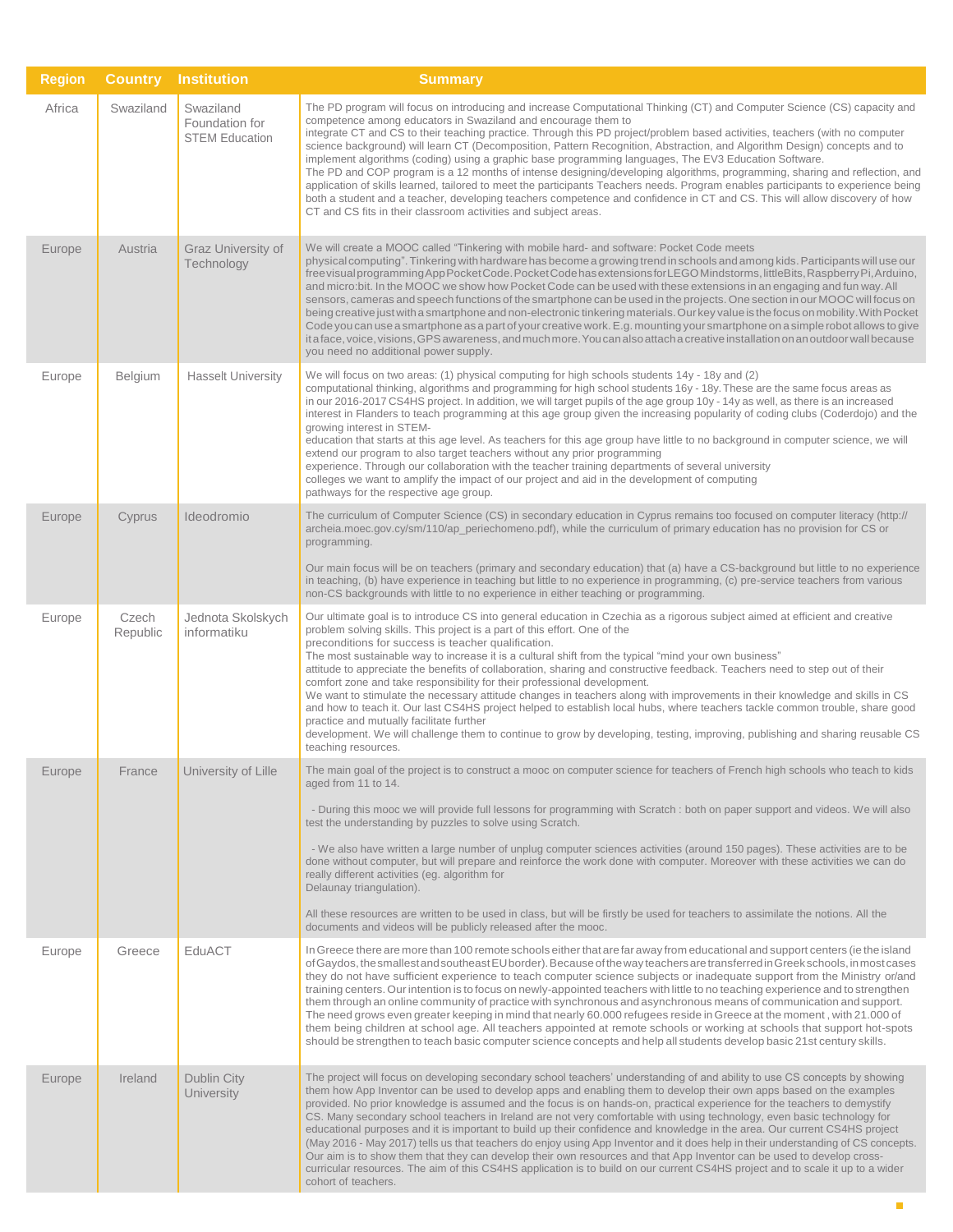| Region | Country | Institution | Summary |
| --- | --- | --- | --- |
| Africa | Swaziland | Swaziland Foundation for STEM Education | The PD program will focus on introducing and increase Computational Thinking (CT) and Computer Science (CS) capacity and competence among educators in Swaziland and encourage them to integrate CT and CS to their teaching practice. Through this PD project/problem based activities, teachers (with no computer science background) will learn CT (Decomposition, Pattern Recognition, Abstraction, and Algorithm Design) concepts and to implement algorithms (coding) using a graphic base programming languages, The EV3 Education Software. The PD and COP program is a 12 months of intense designing/developing algorithms, programming, sharing and reflection, and application of skills learned, tailored to meet the participants Teachers needs. Program enables participants to experience being both a student and a teacher, developing teachers competence and confidence in CT and CS. This will allow discovery of how CT and CS fits in their classroom activities and subject areas. |
| Europe | Austria | Graz University of Technology | We will create a MOOC called "Tinkering with mobile hard- and software: Pocket Code meets physical computing". Tinkering with hardware has become a growing trend in schools and among kids. Participants will use our free visual programming App Pocket Code. Pocket Code has extensions for LEGO Mindstorms, littleBits, Raspberry Pi, Arduino, and micro:bit. In the MOOC we show how Pocket Code can be used with these extensions in an engaging and fun way. All sensors, cameras and speech functions of the smartphone can be used in the projects. One section in our MOOC will focus on being creative just with a smartphone and non-electronic tinkering materials. Our key value is the focus on mobility. With Pocket Code you can use a smartphone as a part of your creative work. E.g. mounting your smartphone on a simple robot allows to give it a face, voice, visions, GPS awareness, and much more. You can also attach a creative installation on an outdoor wall because you need no additional power supply. |
| Europe | Belgium | Hasselt University | We will focus on two areas: (1) physical computing for high schools students 14y - 18y and (2) computational thinking, algorithms and programming for high school students 16y - 18y. These are the same focus areas as in our 2016-2017 CS4HS project. In addition, we will target pupils of the age group 10y - 14y as well, as there is an increased interest in Flanders to teach programming at this age given the increasing popularity of coding clubs (Coderdojo) and the growing interest in STEM-education that starts at this age level. As teachers for this age group have little to no background in computer science, we will extend our program to also target teachers without any prior programming experience. Through our collaboration with the teacher training departments of several university colleges we want to amplify the impact of our project and aid in the development of computing pathways for the respective age group. |
| Europe | Cyprus | Ideodromio | The curriculum of Computer Science (CS) in secondary education in Cyprus remains too focused on computer literacy (http://archeia.moec.gov.cy/sm/110/ap_periechomeno.pdf), while the curriculum of primary education has no provision for CS or programming.<br><br>Our main focus will be on teachers (primary and secondary education) that (a) have a CS-background but little to no experience in teaching, (b) have experience in teaching but little to no experience in programming, (c) pre-service teachers from various non-CS backgrounds with little to no experience in either teaching or programming. |
| Europe | Czech Republic | Jednota Skolskych informatiku | Our ultimate goal is to introduce CS into general education in Czechia as a rigorous subject aimed at efficient and creative problem solving skills. This project is a part of this effort. One of the preconditions for success is teacher qualification. The most sustainable way to increase it is a cultural shift from the typical "mind your own business" attitude to appreciate the benefits of collaboration, sharing and constructive feedback. Teachers need to step out of their comfort zone and take responsibility for their professional development. We want to stimulate the necessary attitude changes in teachers along with improvements in their knowledge and skills in CS and how to teach it. Our last CS4HS project helped to establish local hubs, where teachers tackle common trouble, share good practice and mutually facilitate further development. We will challenge them to continue to grow by developing, testing, improving, publishing and sharing reusable CS teaching resources. |
| Europe | France | University of Lille | The main goal of the project is to construct a mooc on computer science for teachers of French high schools who teach to kids aged from 11 to 14.<br><br>- During this mooc we will provide full lessons for programming with Scratch : both on paper support and videos. We will also test the understanding by puzzles to solve using Scratch.<br><br>- We also have written a large number of unplug computer sciences activities (around 150 pages). These activities are to be done without computer, but will prepare and reinforce the work done with computer. Moreover with these activities we can do really different activities (eg. algorithm for Delaunay triangulation).<br><br>All these resources are written to be used in class, but will be firstly be used for teachers to assimilate the notions. All the documents and videos will be publicly released after the mooc. |
| Europe | Greece | EduACT | In Greece there are more than 100 remote schools either that are far away from educational and support centers (ie the island of Gaydos, the smallest and southeast EU border). Because of the way teachers are transferred in Greek schools, in most cases they do not have sufficient experience to teach computer science subjects or inadequate support from the Ministry or/and training centers. Our intention is to focus on newly-appointed teachers with little to no teaching experience and to strengthen them through an online community of practice with synchronous and asynchronous means of communication and support. The need grows even greater keeping in mind that nearly 60.000 refugees reside in Greece at the moment, with 21.000 of them being children at school age. All teachers appointed at remote schools or working at schools that support hot-spots should be strengthen to teach basic computer science concepts and help all students develop basic 21st century skills. |
| Europe | Ireland | Dublin City University | The project will focus on developing secondary school teachers' understanding of and ability to use CS concepts by showing them how App Inventor can be used to develop apps and enabling them to develop their own apps based on the examples provided. No prior knowledge is assumed and the focus is on hands-on, practical experience for the teachers to demystify CS. Many secondary school teachers in Ireland are not very comfortable with using technology, even basic technology for educational purposes and it is important to build up their confidence and knowledge in the area. Our current CS4HS project (May 2016 - May 2017) tells us that teachers do enjoy using App Inventor and it does help in their understanding of CS concepts. Our aim is to show them that they can develop their own resources and that App Inventor can be used to develop cross-curricular resources. The aim of this CS4HS application is to build on our current CS4HS project and to scale it up to a wider cohort of teachers. |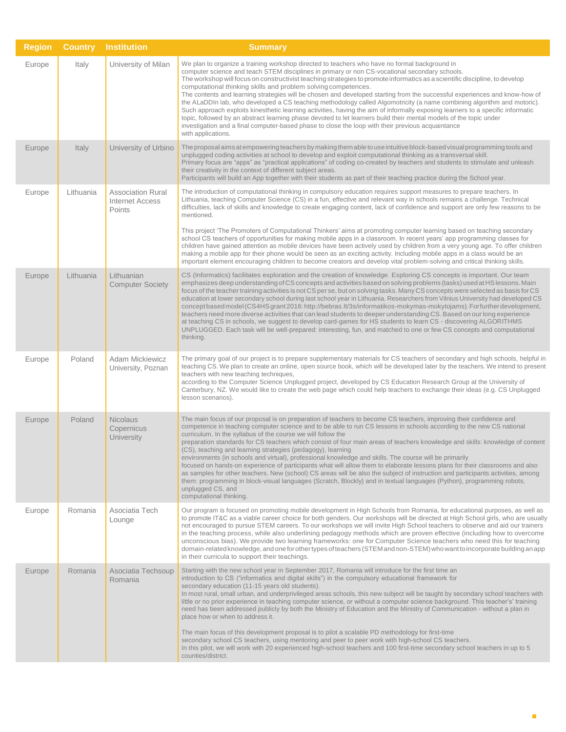| Region | Country | Institution | Summary |
|---|---|---|---|
| Europe | Italy | University of Milan | We plan to organize a training workshop directed to teachers who have no formal background in computer science and teach STEM disciplines in primary or non CS-vocational secondary schools. The workshop will focus on constructivist teaching strategies to promote informatics as a scientific discipline, to develop computational thinking skills and problem solving competences. The contents and learning strategies will be chosen and developed starting from the successful experiences and know-how of the ALaDDIn lab, who developed a CS teaching methodology called Algomotricity (a name combining algorithm and motoric). Such approach exploits kinesthetic learning activities, having the aim of informally exposing learners to a specific informatic topic, followed by an abstract learning phase devoted to let learners build their mental models of the topic under investigation and a final computer-based phase to close the loop with their previous acquaintance with applications. |
| Europe | Italy | University of Urbino | The proposal aims at empowering teachers by making them able to use intuitive block-based visual programming tools and unplugged coding activities at school to develop and exploit computational thinking as a transversal skill. Primary focus are "apps" as "practical applications" of coding co-created by teachers and students to stimulate and unleash their creativity in the context of different subject areas. Participants will build an App together with their students as part of their teaching practice during the School year. |
| Europe | Lithuania | Association Rural Internet Access Points | The introduction of computational thinking in compulsory education requires support measures to prepare teachers. In Lithuania, teaching Computer Science (CS) in a fun, effective and relevant way in schools remains a challenge. Technical difficulties, lack of skills and knowledge to create engaging content, lack of confidence and support are only few reasons to be mentioned.<br><br>This project 'The Promoters of Computational Thinkers' aims at promoting computer learning based on teaching secondary school CS teachers of opportunities for making mobile apps in a classroom. In recent years' app programming classes for children have gained attention as mobile devices have been actively used by children from a very young age. To offer children making a mobile app for their phone would be seen as an exciting activity. Including mobile apps in a class would be an important element encouraging children to become creators and develop vital problem-solving and critical thinking skills. |
| Europe | Lithuania | Lithuanian Computer Society | CS (Informatics) facilitates exploration and the creation of knowledge. Exploring CS concepts is important. Our team emphasizes deep understanding of CS concepts and activities based on solving problems (tasks) used at HS lessons. Main focus of the teacher training activities is not CS per se, but on solving tasks. Many CS concepts were selected as basis for CS education at lower secondary school during last school year in Lithuania. Researchers from Vilnius University had developed CS concept based model (CS4HS grant 2016: http://bebras.lt/3s/informatikos-mokymas-mokytojams). For further development, teachers need more diverse activities that can lead students to deeper understanding CS. Based on our long experience at teaching CS in schools, we suggest to develop card-games for HS students to learn CS - discovering ALGORITHMS UNPLUGGED. Each task will be well-prepared: interesting, fun, and matched to one or few CS concepts and computational thinking. |
| Europe | Poland | Adam Mickiewicz University, Poznan | The primary goal of our project is to prepare supplementary materials for CS teachers of secondary and high schools, helpful in teaching CS. We plan to create an online, open source book, which will be developed later by the teachers. We intend to present teachers with new teaching techniques, according to the Computer Science Unplugged project, developed by CS Education Research Group at the University of Canterbury, NZ. We would like to create the web page which could help teachers to exchange their ideas (e.g. CS Unplugged lesson scenarios). |
| Europe | Poland | Nicolaus Copernicus University | The main focus of our proposal is on preparation of teachers to become CS teachers, improving their confidence and competence in teaching computer science and to be able to run CS lessons in schools according to the new CS national curriculum. In the syllabus of the course we will follow the preparation standards for CS teachers which consist of four main areas of teachers knowledge and skills: knowledge of content (CS), teaching and learning strategies (pedagogy), learning environments (in schools and virtual), professional knowledge and skills. The course will be primarily focused on hands-on experience of participants what will allow them to elaborate lessons plans for their classrooms and also as samples for other teachers. New (school) CS areas will be also the subject of instruction and participants activities, among them: programming in block-visual languages (Scratch, Blockly) and in textual languages (Python), programming robots, unplugged CS, and computational thinking. |
| Europe | Romania | Asociatia Tech Lounge | Our program is focused on promoting mobile development in High Schools from Romania, for educational purposes, as well as to promote IT&C as a viable career choice for both genders. Our workshops will be directed at High School girls, who are usually not encouraged to pursue STEM careers. To our workshops we will invite High School teachers to observe and aid our trainers in the teaching process, while also underlining pedagogy methods which are proven effective (including how to overcome unconscious bias). We provide two learning frameworks: one for Computer Science teachers who need this for teaching domain-related knowledge, and one for other types of teachers (STEM and non-STEM) who want to incorporate building an app in their curricula to support their teachings. |
| Europe | Romania | Asociatia Techsoup Romania | Starting with the new school year in September 2017, Romania will introduce for the first time an introduction to CS ("informatics and digital skills") in the compulsory educational framework for secondary education (11-15 years old students). In most rural, small urban, and underprivileged areas schools, this new subject will be taught by secondary school teachers with little or no prior experience in teaching computer science, or without a computer science background. This teacher's' training need has been addressed publicly by both the Ministry of Education and the Ministry of Communication - without a plan in place how or when to address it.<br><br>The main focus of this development proposal is to pilot a scalable PD methodology for first-time secondary school CS teachers, using mentoring and peer to peer work with high-school CS teachers. In this pilot, we will work with 20 experienced high-school teachers and 100 first-time secondary school teachers in up to 5 counties/district. |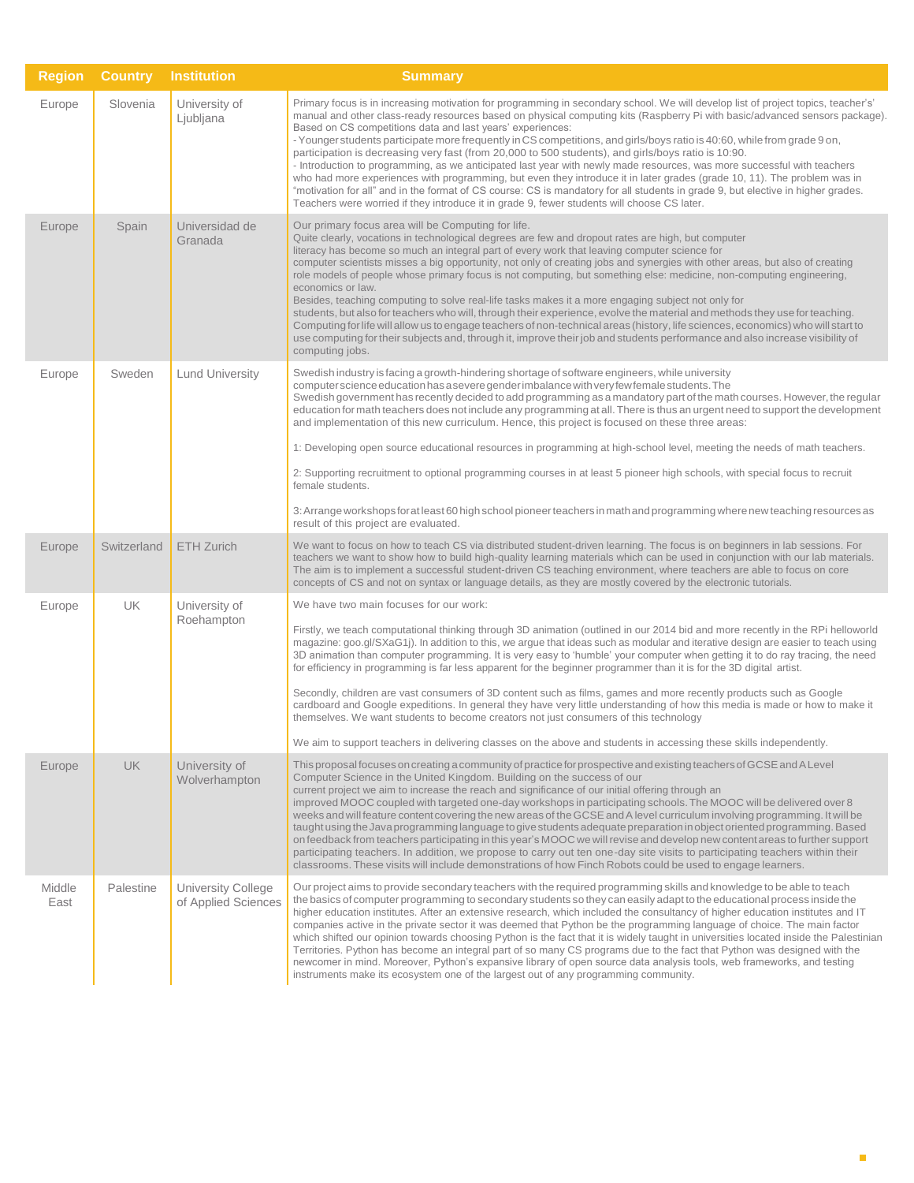| Region | Country | Institution | Summary |
|---|---|---|---|
| Europe | Slovenia | University of Ljubljana | Primary focus is in increasing motivation for programming in secondary school. We will develop list of project topics, teacher's' manual and other class-ready resources based on physical computing kits (Raspberry Pi with basic/advanced sensors package). Based on CS competitions data and last years' experiences:<br>- Younger students participate more frequently in CS competitions, and girls/boys ratio is 40:60, while from grade 9 on, participation is decreasing very fast (from 20,000 to 500 students), and girls/boys ratio is 10:90.<br>- Introduction to programming, as we anticipated last year with newly made resources, was more successful with teachers who had more experiences with programming, but even they introduce it in later grades (grade 10, 11). The problem was in "motivation for all" and in the format of CS course: CS is mandatory for all students in grade 9, but elective in higher grades. Teachers were worried if they introduce it in grade 9, fewer students will choose CS later. |
| Europe | Spain | Universidad de Granada | Our primary focus area will be Computing for life.<br>Quite clearly, vocations in technological degrees are few and dropout rates are high, but computer literacy has become so much an integral part of every work that leaving computer science for computer scientists misses a big opportunity, not only of creating jobs and synergies with other areas, but also of creating role models of people whose primary focus is not computing, but something else: medicine, non-computing engineering, economics or law.<br>Besides, teaching computing to solve real-life tasks makes it a more engaging subject not only for students, but also for teachers who will, through their experience, evolve the material and methods they use for teaching. Computing for life will allow us to engage teachers of non-technical areas (history, life sciences, economics) who will start to use computing for their subjects and, through it, improve their job and students performance and also increase visibility of computing jobs. |
| Europe | Sweden | Lund University | Swedish industry is facing a growth-hindering shortage of software engineers, while university computer science education has a severe gender imbalance with very few female students. The Swedish government has recently decided to add programming as a mandatory part of the math courses. However, the regular education for math teachers does not include any programming at all. There is thus an urgent need to support the development and implementation of this new curriculum. Hence, this project is focused on these three areas:<br><br>1: Developing open source educational resources in programming at high-school level, meeting the needs of math teachers.<br><br>2: Supporting recruitment to optional programming courses in at least 5 pioneer high schools, with special focus to recruit female students.<br><br>3: Arrange workshops for at least 60 high school pioneer teachers in math and programming where new teaching resources as result of this project are evaluated. |
| Europe | Switzerland | ETH Zurich | We want to focus on how to teach CS via distributed student-driven learning. The focus is on beginners in lab sessions. For teachers we want to show how to build high-quality learning materials which can be used in conjunction with our lab materials. The aim is to implement a successful student-driven CS teaching environment, where teachers are able to focus on core concepts of CS and not on syntax or language details, as they are mostly covered by the electronic tutorials. |
| Europe | UK | University of Roehampton | We have two main focuses for our work:<br><br>Firstly, we teach computational thinking through 3D animation (outlined in our 2014 bid and more recently in the RPi helloworld magazine: goo.gl/SXaG1j). In addition to this, we argue that ideas such as modular and iterative design are easier to teach using 3D animation than computer programming. It is very easy to 'humble' your computer when getting it to do ray tracing, the need for efficiency in programming is far less apparent for the beginner programmer than it is for the 3D digital artist.<br><br>Secondly, children are vast consumers of 3D content such as films, games and more recently products such as Google cardboard and Google expeditions. In general they have very little understanding of how this media is made or how to make it themselves. We want students to become creators not just consumers of this technology<br><br>We aim to support teachers in delivering classes on the above and students in accessing these skills independently. |
| Europe | UK | University of Wolverhampton | This proposal focuses on creating a community of practice for prospective and existing teachers of GCSE and A Level Computer Science in the United Kingdom. Building on the success of our current project we aim to increase the reach and significance of our initial offering through an improved MOOC coupled with targeted one-day workshops in participating schools. The MOOC will be delivered over 8 weeks and will feature content covering the new areas of the GCSE and A level curriculum involving programming. It will be taught using the Java programming language to give students adequate preparation in object oriented programming. Based on feedback from teachers participating in this year's MOOC we will revise and develop new content areas to further support participating teachers. In addition, we propose to carry out ten one-day site visits to participating teachers within their classrooms. These visits will include demonstrations of how Finch Robots could be used to engage learners. |
| Middle East | Palestine | University College of Applied Sciences | Our project aims to provide secondary teachers with the required programming skills and knowledge to be able to teach the basics of computer programming to secondary students so they can easily adapt to the educational process inside the higher education institutes. After an extensive research, which included the consultancy of higher education institutes and IT companies active in the private sector it was deemed that Python be the programming language of choice. The main factor which shifted our opinion towards choosing Python is the fact that it is widely taught in universities located inside the Palestinian Territories. Python has become an integral part of so many CS programs due to the fact that Python was designed with the newcomer in mind. Moreover, Python's expansive library of open source data analysis tools, web frameworks, and testing instruments make its ecosystem one of the largest out of any programming community. |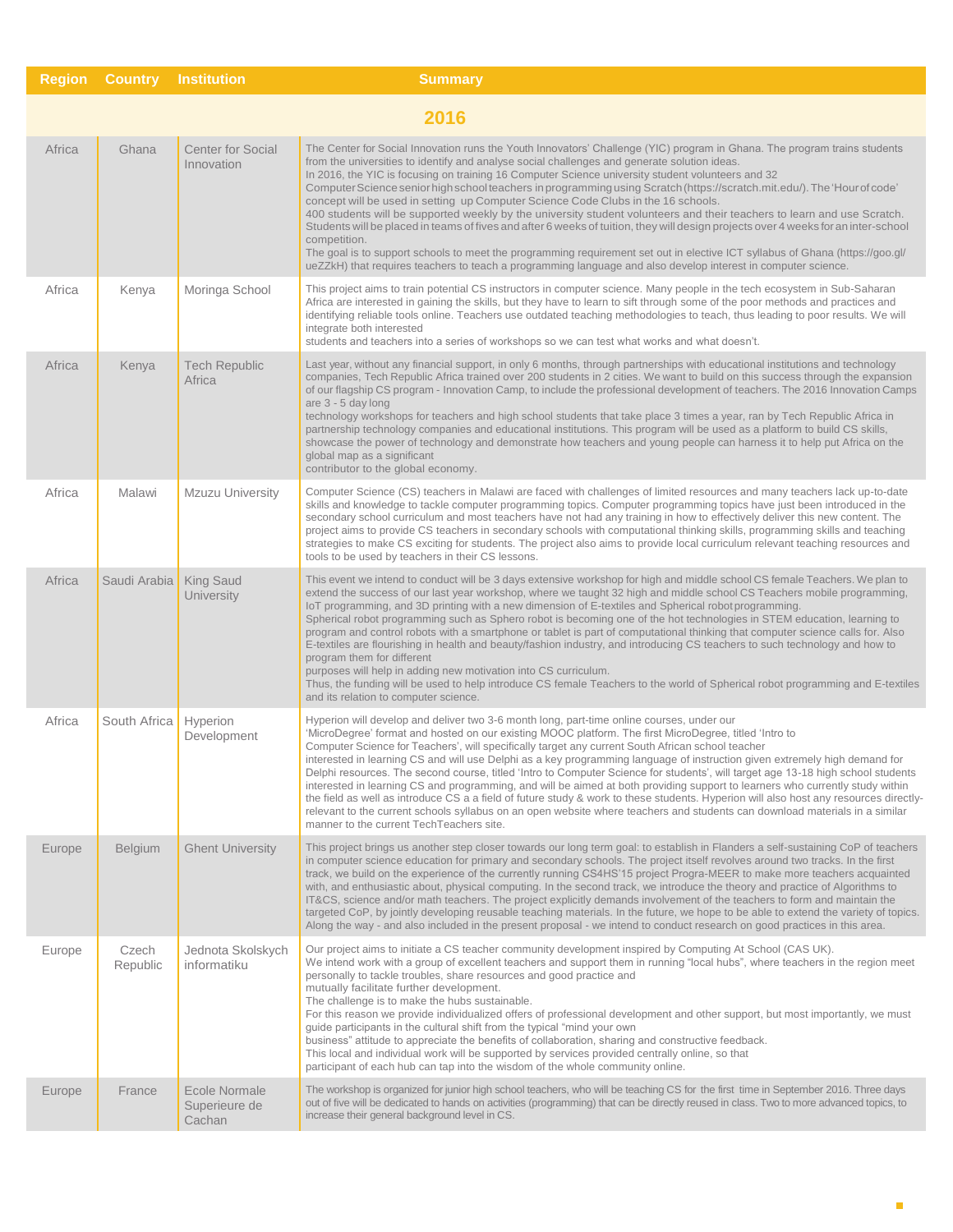| Region | Country | Institution | Summary |
|---|---|---|---|
| **2016** | | | |
| Africa | Ghana | Center for Social Innovation | The Center for Social Innovation runs the Youth Innovators' Challenge (YIC) program in Ghana. The program trains students from the universities to identify and analyse social challenges and generate solution ideas. In 2016, the YIC is focusing on training 16 Computer Science university student volunteers and 32 Computer Science senior high school teachers in programming using Scratch (https://scratch.mit.edu/). The 'Hour of code' concept will be used in setting up Computer Science Code Clubs in the 16 schools. 400 students will be supported weekly by the university student volunteers and their teachers to learn and use Scratch. Students will be placed in teams of fives and after 6 weeks of tuition, they will design projects over 4 weeks for an inter-school competition. The goal is to support schools to meet the programming requirement set out in elective ICT syllabus of Ghana (https://goo.gl/ueZZkH) that requires teachers to teach a programming language and also develop interest in computer science. |
| Africa | Kenya | Moringa School | This project aims to train potential CS instructors in computer science. Many people in the tech ecosystem in Sub-Saharan Africa are interested in gaining the skills, but they have to learn to sift through some of the poor methods and practices and identifying reliable tools online. Teachers use outdated teaching methodologies to teach, thus leading to poor results. We will integrate both interested students and teachers into a series of workshops so we can test what works and what doesn't. |
| Africa | Kenya | Tech Republic Africa | Last year, without any financial support, in only 6 months, through partnerships with educational institutions and technology companies, Tech Republic Africa trained over 200 students in 2 cities. We want to build on this success through the expansion of our flagship CS program - Innovation Camp, to include the professional development of teachers. The 2016 Innovation Camps are 3 - 5 day long technology workshops for teachers and high school students that take place 3 times a year, ran by Tech Republic Africa in partnership technology companies and educational institutions. This program will be used as a platform to build CS skills, showcase the power of technology and demonstrate how teachers and young people can harness it to help put Africa on the global map as a significant contributor to the global economy. |
| Africa | Malawi | Mzuzu University | Computer Science (CS) teachers in Malawi are faced with challenges of limited resources and many teachers lack up-to-date skills and knowledge to tackle computer programming topics. Computer programming topics have just been introduced in the secondary school curriculum and most teachers have not had any training in how to effectively deliver this new content. The project aims to provide CS teachers in secondary schools with computational thinking skills, programming skills and teaching strategies to make CS exciting for students. The project also aims to provide local curriculum relevant teaching resources and tools to be used by teachers in their CS lessons. |
| Africa | Saudi Arabia | King Saud University | This event we intend to conduct will be 3 days extensive workshop for high and middle school CS female Teachers. We plan to extend the success of our last year workshop, where we taught 32 high and middle school CS Teachers mobile programming, IoT programming, and 3D printing with a new dimension of E-textiles and Spherical robot programming. Spherical robot programming such as Sphero robot is becoming one of the hot technologies in STEM education, learning to program and control robots with a smartphone or tablet is part of computational thinking that computer science calls for. Also E-textiles are flourishing in health and beauty/fashion industry, and introducing CS teachers to such technology and how to program them for different purposes will help in adding new motivation into CS curriculum. Thus, the funding will be used to help introduce CS female Teachers to the world of Spherical robot programming and E-textiles and its relation to computer science. |
| Africa | South Africa | Hyperion Development | Hyperion will develop and deliver two 3-6 month long, part-time online courses, under our 'MicroDegree' format and hosted on our existing MOOC platform. The first MicroDegree, titled 'Intro to Computer Science for Teachers', will specifically target any current South African school teacher interested in learning CS and will use Delphi as a key programming language of instruction given extremely high demand for Delphi resources. The second course, titled 'Intro to Computer Science for students', will target age 13-18 high school students interested in learning CS and programming, and will be aimed at both providing support to learners who currently study within the field as well as introduce CS a a field of future study & work to these students. Hyperion will also host any resources directly-relevant to the current schools syllabus on an open website where teachers and students can download materials in a similar manner to the current TechTeachers site. |
| Europe | Belgium | Ghent University | This project brings us another step closer towards our long term goal: to establish in Flanders a self-sustaining CoP of teachers in computer science education for primary and secondary schools. The project itself revolves around two tracks. In the first track, we build on the experience of the currently running CS4HS'15 project Progra-MEER to make more teachers acquainted with, and enthusiastic about, physical computing. In the second track, we introduce the theory and practice of Algorithms to IT&CS, science and/or math teachers. The project explicitly demands involvement of the teachers to form and maintain the targeted CoP, by jointly developing reusable teaching materials. In the future, we hope to be able to extend the variety of topics. Along the way - and also included in the present proposal - we intend to conduct research on good practices in this area. |
| Europe | Czech Republic | Jednota Skolskych informatiku | Our project aims to initiate a CS teacher community development inspired by Computing At School (CAS UK). We intend work with a group of excellent teachers and support them in running "local hubs", where teachers in the region meet personally to tackle troubles, share resources and good practice and mutually facilitate further development. The challenge is to make the hubs sustainable. For this reason we provide individualized offers of professional development and other support, but most importantly, we must guide participants in the cultural shift from the typical "mind your own business" attitude to appreciate the benefits of collaboration, sharing and constructive feedback. This local and individual work will be supported by services provided centrally online, so that participant of each hub can tap into the wisdom of the whole community online. |
| Europe | France | Ecole Normale Superieure de Cachan | The workshop is organized for junior high school teachers, who will be teaching CS for the first time in September 2016. Three days out of five will be dedicated to hands on activities (programming) that can be directly reused in class. Two to more advanced topics, to increase their general background level in CS. |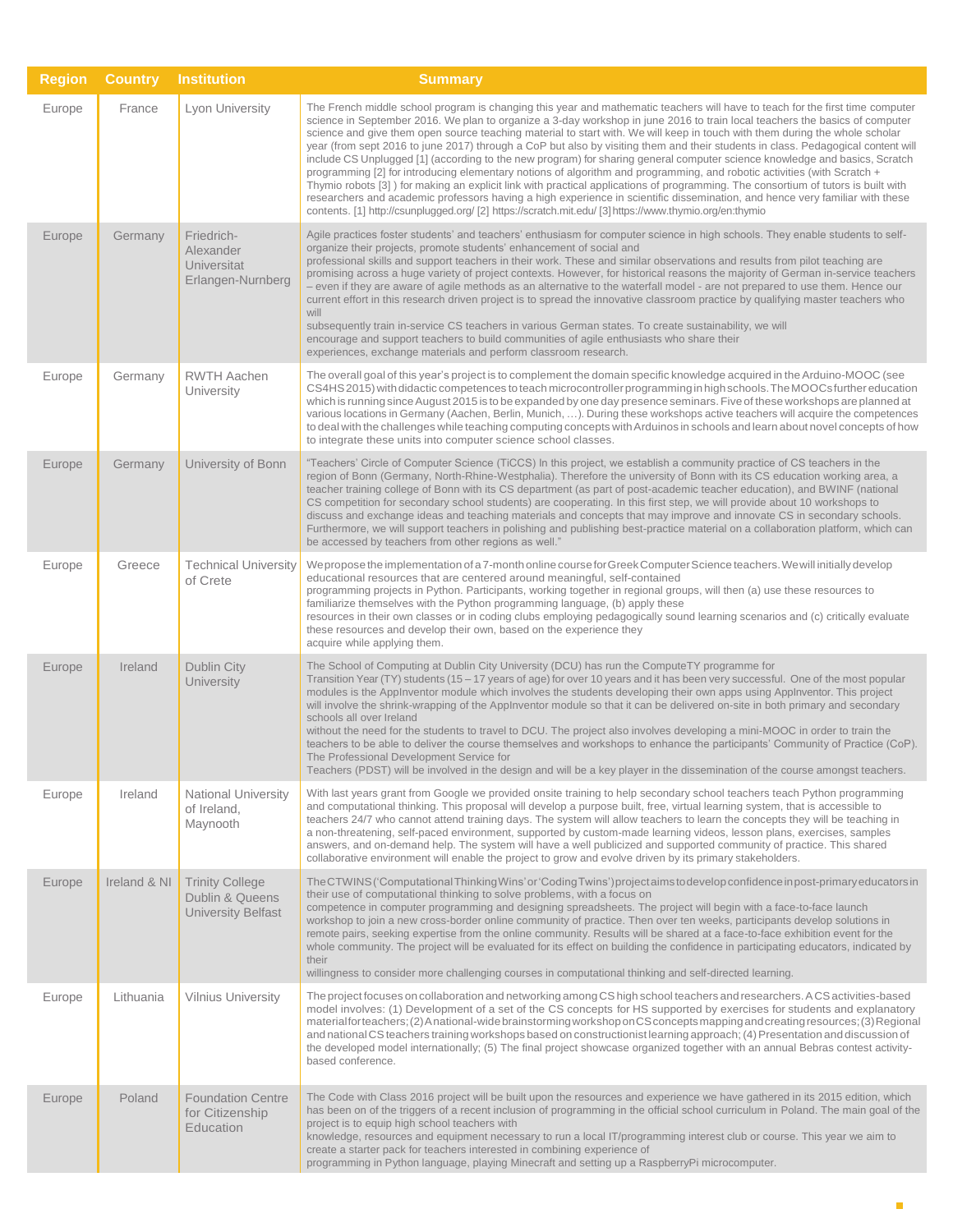| Region | Country | Institution | Summary |
|---|---|---|---|
| Europe | France | Lyon University | The French middle school program is changing this year and mathematic teachers will have to teach for the first time computer science in September 2016. We plan to organize a 3-day workshop in june 2016 to train local teachers the basics of computer science and give them open source teaching material to start with. We will keep in touch with them during the whole scholar year (from sept 2016 to june 2017) through a CoP but also by visiting them and their students in class. Pedagogical content will include CS Unplugged [1] (according to the new program) for sharing general computer science knowledge and basics, Scratch programming [2] for introducing elementary notions of algorithm and programming, and robotic activities (with Scratch + Thymio robots [3] ) for making an explicit link with practical applications of programming. The consortium of tutors is built with researchers and academic professors having a high experience in scientific dissemination, and hence very familiar with these contents. [1] http://csunplugged.org/ [2] https://scratch.mit.edu/ [3] https://www.thymio.org/en:thymio |
| Europe | Germany | Friedrich-Alexander Universitat Erlangen-Nurnberg | Agile practices foster students' and teachers' enthusiasm for computer science in high schools. They enable students to self-organize their projects, promote students' enhancement of social and professional skills and support teachers in their work. These and similar observations and results from pilot teaching are promising across a huge variety of project contexts. However, for historical reasons the majority of German in-service teachers – even if they are aware of agile methods as an alternative to the waterfall model - are not prepared to use them. Hence our current effort in this research driven project is to spread the innovative classroom practice by qualifying master teachers who will subsequently train in-service CS teachers in various German states. To create sustainability, we will encourage and support teachers to build communities of agile enthusiasts who share their experiences, exchange materials and perform classroom research. |
| Europe | Germany | RWTH Aachen University | The overall goal of this year's project is to complement the domain specific knowledge acquired in the Arduino-MOOC (see CS4HS 2015) with didactic competences to teach microcontroller programming in high schools. The MOOCs further education which is running since August 2015 is to be expanded by one day presence seminars. Five of these workshops are planned at various locations in Germany (Aachen, Berlin, Munich, …). During these workshops active teachers will acquire the competences to deal with the challenges while teaching computing concepts with Arduinos in schools and learn about novel concepts of how to integrate these units into computer science school classes. |
| Europe | Germany | University of Bonn | "Teachers' Circle of Computer Science (TiCCS) In this project, we establish a community practice of CS teachers in the region of Bonn (Germany, North-Rhine-Westphalia). Therefore the university of Bonn with its CS education working area, a teacher training college of Bonn with its CS department (as part of post-academic teacher education), and BWINF (national CS competition for secondary school students) are cooperating. In this first step, we will provide about 10 workshops to discuss and exchange ideas and teaching materials and concepts that may improve and innovate CS in secondary schools. Furthermore, we will support teachers in polishing and publishing best-practice material on a collaboration platform, which can be accessed by teachers from other regions as well." |
| Europe | Greece | Technical University of Crete | We propose the implementation of a 7-month online course for Greek Computer Science teachers. We will initially develop educational resources that are centered around meaningful, self-contained programming projects in Python. Participants, working together in regional groups, will then (a) use these resources to familiarize themselves with the Python programming language, (b) apply these resources in their own classes or in coding clubs employing pedagogically sound learning scenarios and (c) critically evaluate these resources and develop their own, based on the experience they acquire while applying them. |
| Europe | Ireland | Dublin City University | The School of Computing at Dublin City University (DCU) has run the ComputeTY programme for Transition Year (TY) students (15 – 17 years of age) for over 10 years and it has been very successful. One of the most popular modules is the AppInventor module which involves the students developing their own apps using AppInventor. This project will involve the shrink-wrapping of the AppInventor module so that it can be delivered on-site in both primary and secondary schools all over Ireland without the need for the students to travel to DCU. The project also involves developing a mini-MOOC in order to train the teachers to be able to deliver the course themselves and workshops to enhance the participants' Community of Practice (CoP). The Professional Development Service for Teachers (PDST) will be involved in the design and will be a key player in the dissemination of the course amongst teachers. |
| Europe | Ireland | National University of Ireland, Maynooth | With last years grant from Google we provided onsite training to help secondary school teachers teach Python programming and computational thinking. This proposal will develop a purpose built, free, virtual learning system, that is accessible to teachers 24/7 who cannot attend training days. The system will allow teachers to learn the concepts they will be teaching in a non-threatening, self-paced environment, supported by custom-made learning videos, lesson plans, exercises, samples answers, and on-demand help. The system will have a well publicized and supported community of practice. This shared collaborative environment will enable the project to grow and evolve driven by its primary stakeholders. |
| Europe | Ireland & NI | Trinity College Dublin & Queens University Belfast | The CTWINS ('Computational Thinking Wins' or 'Coding Twins') project aims to develop confidence in post-primary educators in their use of computational thinking to solve problems, with a focus on competence in computer programming and designing spreadsheets. The project will begin with a face-to-face launch workshop to join a new cross-border online community of practice. Then over ten weeks, participants develop solutions in remote pairs, seeking expertise from the online community. Results will be shared at a face-to-face exhibition event for the whole community. The project will be evaluated for its effect on building the confidence in participating educators, indicated by their willingness to consider more challenging courses in computational thinking and self-directed learning. |
| Europe | Lithuania | Vilnius University | The project focuses on collaboration and networking among CS high school teachers and researchers. A CS activities-based model involves: (1) Development of a set of the CS concepts for HS supported by exercises for students and explanatory material for teachers; (2) A national-wide brainstorming workshop on CS concepts mapping and creating resources; (3) Regional and national CS teachers training workshops based on constructionist learning approach; (4) Presentation and discussion of the developed model internationally; (5) The final project showcase organized together with an annual Bebras contest activity-based conference. |
| Europe | Poland | Foundation Centre for Citizenship Education | The Code with Class 2016 project will be built upon the resources and experience we have gathered in its 2015 edition, which has been on of the triggers of a recent inclusion of programming in the official school curriculum in Poland. The main goal of the project is to equip high school teachers with knowledge, resources and equipment necessary to run a local IT/programming interest club or course. This year we aim to create a starter pack for teachers interested in combining experience of programming in Python language, playing Minecraft and setting up a RaspberryPi microcomputer. |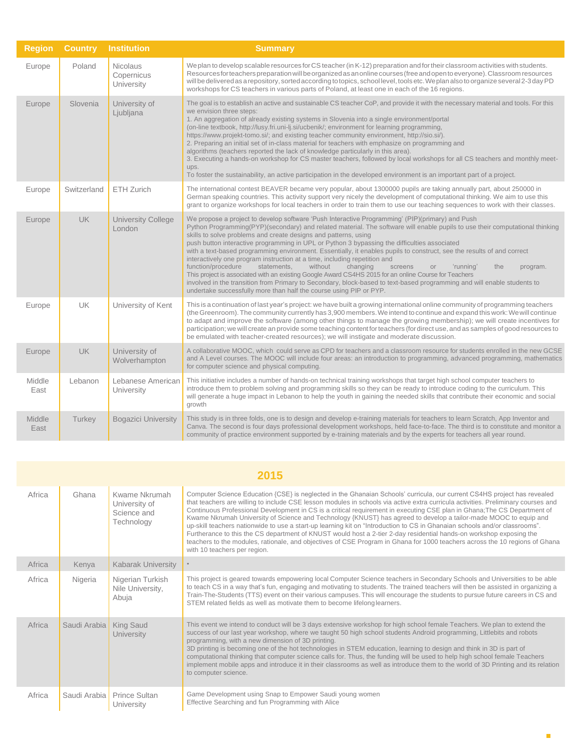| Region | Country | Institution | Summary |
|---|---|---|---|
| Europe | Poland | Nicolaus Copernicus University | We plan to develop scalable resources for CS teacher (in K-12) preparation and for their classroom activities with students. Resources for teachers preparation will be organized as an online courses (free and open to everyone). Classroom resources will be delivered as a repository, sorted according to topics, school level, tools etc. We plan also to organize several 2-3 day PD workshops for CS teachers in various parts of Poland, at least one in each of the 16 regions. |
| Europe | Slovenia | University of Ljubljana | The goal is to establish an active and sustainable CS teacher CoP, and provide it with the necessary material and tools. For this we envision three steps:<br>1. An aggregation of already existing systems in Slovenia into a single environment/portal (on-line textbook, http://lusy.fri.uni-lj.si/ucbenik/; environment for learning programming, https://www.projekt-tomo.si/; and existing teacher community environment, http://sio.si/).<br>2. Preparing an initial set of in-class material for teachers with emphasize on programming and algorithms (teachers reported the lack of knowledge particularly in this area).<br>3. Executing a hands-on workshop for CS master teachers, followed by local workshops for all CS teachers and monthly meet-ups.<br>To foster the sustainability, an active participation in the developed environment is an important part of a project. |
| Europe | Switzerland | ETH Zurich | The international contest BEAVER became very popular, about 1300000 pupils are taking annually part, about 250000 in German speaking countries. This activity support very nicely the development of computational thinking. We aim to use this grant to organize workshops for local teachers in order to train them to use our teaching sequences to work with their classes. |
| Europe | UK | University College London | We propose a project to develop software 'Push Interactive Programming' (PIP)(primary) and Push Python Programming(PYP)(secondary) and related material. The software will enable pupils to use their computational thinking skills to solve problems and create designs and patterns, using push button interactive programming in UPL or Python 3 bypassing the difficulties associated with a text-based programming environment. Essentially, it enables pupils to construct, see the results of and correct interactively one program instruction at a time, including repetition and function/procedure statements, without changing screens or 'running' the program. This project is associated with an existing Google Award CS4HS 2015 for an online Course for Teachers involved in the transition from Primary to Secondary, block-based to text-based programming and will enable students to undertake successfully more than half the course using PIP or PYP. |
| Europe | UK | University of Kent | This is a continuation of last year's project: we have built a growing international online community of programming teachers (the Greenroom). The community currently has 3,900 members. We intend to continue and expand this work: We will continue to adapt and improve the software (among other things to manage the growing membership); we will create incentives for participation; we will create an provide some teaching content for teachers (for direct use, and as samples of good resources to be emulated with teacher-created resources); we will instigate and moderate discussion. |
| Europe | UK | University of Wolverhampton | A collaborative MOOC, which could serve as CPD for teachers and a classroom resource for students enrolled in the new GCSE and A Level courses. The MOOC will include four areas: an introduction to programming, advanced programming, mathematics for computer science and physical computing. |
| Middle East | Lebanon | Lebanese American University | This initiative includes a number of hands-on technical training workshops that target high school computer teachers to introduce them to problem solving and programming skills so they can be ready to introduce coding to the curriculum. This will generate a huge impact in Lebanon to help the youth in gaining the needed skills that contribute their economic and social growth |
| Middle East | Turkey | Bogazici University | This study is in three folds, one is to design and develop e-training materials for teachers to learn Scratch, App Inventor and Canva. The second is four days professional development workshops, held face-to-face. The third is to constitute and monitor a community of practice environment supported by e-training materials and by the experts for teachers all year round. |

## 2015

| Region | Country | Institution | Summary |
|---|---|---|---|
| Africa | Ghana | Kwame Nkrumah University of Science and Technology | Computer Science Education {CSE} is neglected in the Ghanaian Schools' curricula, our current CS4HS project has revealed that teachers are willing to include CSE lesson modules in schools via active extra curricula activities. Preliminary courses and Continuous Professional Development in CS is a critical requirement in executing CSE plan in Ghana;The CS Department of Kwame Nkrumah University of Science and Technology {KNUST} has agreed to develop a tailor-made MOOC to equip and up-skill teachers nationwide to use a start-up learning kit on "Introduction to CS in Ghanaian schools and/or classrooms". Furtherance to this the CS department of KNUST would host a 2-tier 2-day residential hands-on workshop exposing the teachers to the modules, rationale, and objectives of CSE Program in Ghana for 1000 teachers across the 10 regions of Ghana with 10 teachers per region. |
| Africa | Kenya | Kabarak University | • |
| Africa | Nigeria | Nigerian Turkish Nile University, Abuja | This project is geared towards empowering local Computer Science teachers in Secondary Schools and Universities to be able to teach CS in a way that's fun, engaging and motivating to students. The trained teachers will then be assisted in organizing a Train-The-Students (TTS) event on their various campuses. This will encourage the students to pursue future careers in CS and STEM related fields as well as motivate them to become lifelong learners. |
| Africa | Saudi Arabia | King Saud University | This event we intend to conduct will be 3 days extensive workshop for high school female Teachers. We plan to extend the success of our last year workshop, where we taught 50 high school students Android programming, Littlebits and robots programming, with a new dimension of 3D printing.<br>3D printing is becoming one of the hot technologies in STEM education, learning to design and think in 3D is part of computational thinking that computer science calls for. Thus, the funding will be used to help high school female Teachers implement mobile apps and introduce it in their classrooms as well as introduce them to the world of 3D Printing and its relation to computer science. |
| Africa | Saudi Arabia | Prince Sultan University | Game Development using Snap to Empower Saudi young women<br>Effective Searching and fun Programming with Alice |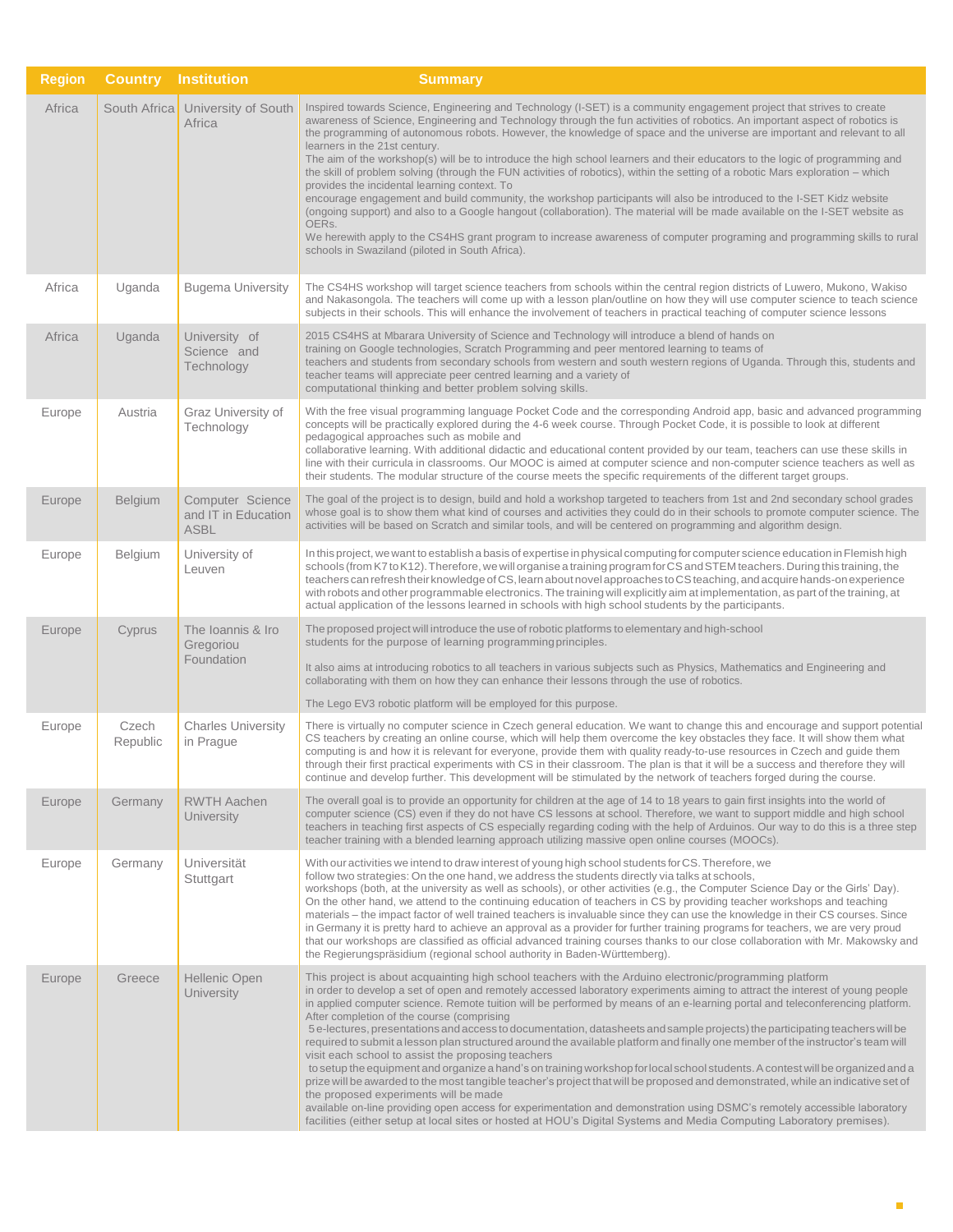| Region | Country | Institution | Summary |
| --- | --- | --- | --- |
| Africa | South Africa | University of South Africa | Inspired towards Science, Engineering and Technology (I-SET) is a community engagement project that strives to create awareness of Science, Engineering and Technology through the fun activities of robotics. An important aspect of robotics is the programming of autonomous robots. However, the knowledge of space and the universe are important and relevant to all learners in the 21st century. The aim of the workshop(s) will be to introduce the high school learners and their educators to the logic of programming and the skill of problem solving (through the FUN activities of robotics), within the setting of a robotic Mars exploration – which provides the incidental learning context. To encourage engagement and build community, the workshop participants will also be introduced to the I-SET Kidz website (ongoing support) and also to a Google hangout (collaboration). The material will be made available on the I-SET website as OERs. We herewith apply to the CS4HS grant program to increase awareness of computer programing and programming skills to rural schools in Swaziland (piloted in South Africa). |
| Africa | Uganda | Bugema University | The CS4HS workshop will target science teachers from schools within the central region districts of Luwero, Mukono, Wakiso and Nakasongola. The teachers will come up with a lesson plan/outline on how they will use computer science to teach science subjects in their schools. This will enhance the involvement of teachers in practical teaching of computer science lessons |
| Africa | Uganda | University of Science and Technology | 2015 CS4HS at Mbarara University of Science and Technology will introduce a blend of hands on training on Google technologies, Scratch Programming and peer mentored learning to teams of teachers and students from secondary schools from western and south western regions of Uganda. Through this, students and teacher teams will appreciate peer centred learning and a variety of computational thinking and better problem solving skills. |
| Europe | Austria | Graz University of Technology | With the free visual programming language Pocket Code and the corresponding Android app, basic and advanced programming concepts will be practically explored during the 4-6 week course. Through Pocket Code, it is possible to look at different pedagogical approaches such as mobile and collaborative learning. With additional didactic and educational content provided by our team, teachers can use these skills in line with their curricula in classrooms. Our MOOC is aimed at computer science and non-computer science teachers as well as their students. The modular structure of the course meets the specific requirements of the different target groups. |
| Europe | Belgium | Computer Science and IT in Education ASBL | The goal of the project is to design, build and hold a workshop targeted to teachers from 1st and 2nd secondary school grades whose goal is to show them what kind of courses and activities they could do in their schools to promote computer science. The activities will be based on Scratch and similar tools, and will be centered on programming and algorithm design. |
| Europe | Belgium | University of Leuven | In this project, we want to establish a basis of expertise in physical computing for computer science education in Flemish high schools (from K7 to K12). Therefore, we will organise a training program for CS and STEM teachers. During this training, the teachers can refresh their knowledge of CS, learn about novel approaches to CS teaching, and acquire hands-on experience with robots and other programmable electronics. The training will explicitly aim at implementation, as part of the training, at actual application of the lessons learned in schools with high school students by the participants. |
| Europe | Cyprus | The Ioannis & Iro Gregoriou Foundation | The proposed project will introduce the use of robotic platforms to elementary and high-school students for the purpose of learning programming principles. It also aims at introducing robotics to all teachers in various subjects such as Physics, Mathematics and Engineering and collaborating with them on how they can enhance their lessons through the use of robotics. The Lego EV3 robotic platform will be employed for this purpose. |
| Europe | Czech Republic | Charles University in Prague | There is virtually no computer science in Czech general education. We want to change this and encourage and support potential CS teachers by creating an online course, which will help them overcome the key obstacles they face. It will show them what computing is and how it is relevant for everyone, provide them with quality ready-to-use resources in Czech and guide them through their first practical experiments with CS in their classroom. The plan is that it will be a success and therefore they will continue and develop further. This development will be stimulated by the network of teachers forged during the course. |
| Europe | Germany | RWTH Aachen University | The overall goal is to provide an opportunity for children at the age of 14 to 18 years to gain first insights into the world of computer science (CS) even if they do not have CS lessons at school. Therefore, we want to support middle and high school teachers in teaching first aspects of CS especially regarding coding with the help of Arduinos. Our way to do this is a three step teacher training with a blended learning approach utilizing massive open online courses (MOOCs). |
| Europe | Germany | Universität Stuttgart | With our activities we intend to draw interest of young high school students for CS. Therefore, we follow two strategies: On the one hand, we address the students directly via talks at schools, workshops (both, at the university as well as schools), or other activities (e.g., the Computer Science Day or the Girls' Day). On the other hand, we attend to the continuing education of teachers in CS by providing teacher workshops and teaching materials – the impact factor of well trained teachers is invaluable since they can use the knowledge in their CS courses. Since in Germany it is pretty hard to achieve an approval as a provider for further training programs for teachers, we are very proud that our workshops are classified as official advanced training courses thanks to our close collaboration with Mr. Makowsky and the Regierungspräsidium (regional school authority in Baden-Württemberg). |
| Europe | Greece | Hellenic Open University | This project is about acquainting high school teachers with the Arduino electronic/programming platform in order to develop a set of open and remotely accessed laboratory experiments aiming to attract the interest of young people in applied computer science. Remote tuition will be performed by means of an e-learning portal and teleconferencing platform. After completion of the course (comprising 5 e-lectures, presentations and access to documentation, datasheets and sample projects) the participating teachers will be required to submit a lesson plan structured around the available platform and finally one member of the instructor's team will visit each school to assist the proposing teachers to setup the equipment and organize a hand's on training workshop for local school students. A contest will be organized and a prize will be awarded to the most tangible teacher's project that will be proposed and demonstrated, while an indicative set of the proposed experiments will be made available on-line providing open access for experimentation and demonstration using DSMC's remotely accessible laboratory facilities (either setup at local sites or hosted at HOU's Digital Systems and Media Computing Laboratory premises). |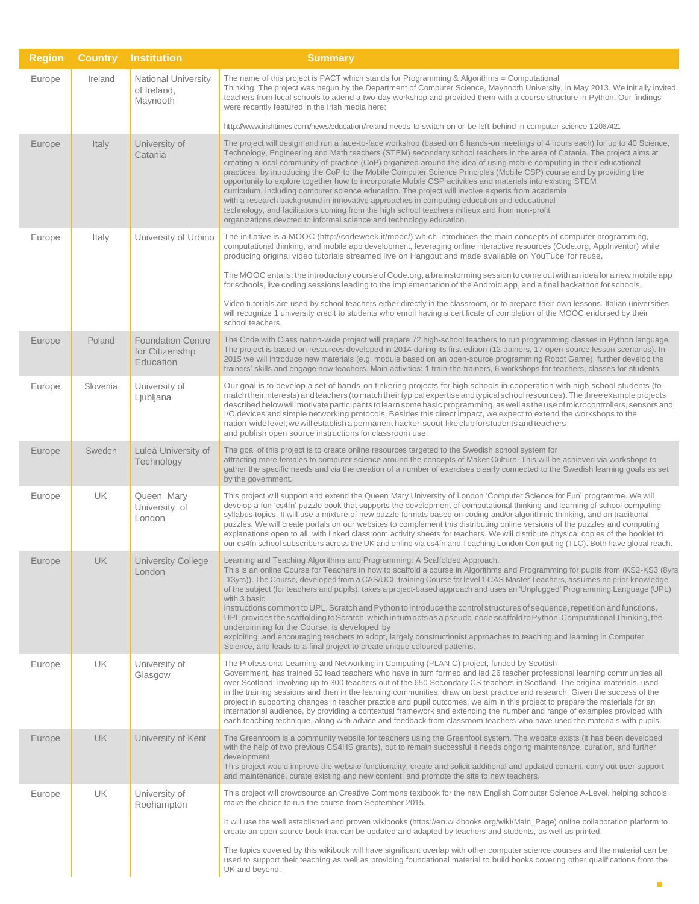| Region | Country | Institution | Summary |
| --- | --- | --- | --- |
| Europe | Ireland | National University of Ireland, Maynooth | The name of this project is PACT which stands for Programming & Algorithms = Computational Thinking. The project was begun by the Department of Computer Science, Maynooth University, in May 2013. We initially invited teachers from local schools to attend a two-day workshop and provided them with a course structure in Python. Our findings were recently featured in the Irish media here:<br><br>http://www.irishtimes.com/news/education/ireland-needs-to-switch-on-or-be-left-behind-in-computer-science-1.2067421 |
| Europe | Italy | University of Catania | The project will design and run a face-to-face workshop (based on 6 hands-on meetings of 4 hours each) for up to 40 Science, Technology, Engineering and Math teachers (STEM) secondary school teachers in the area of Catania. The project aims at creating a local community-of-practice (CoP) organized around the idea of using mobile computing in their educational practices, by introducing the CoP to the Mobile Computer Science Principles (Mobile CSP) course and by providing the opportunity to explore together how to incorporate Mobile CSP activities and materials into existing STEM curriculum, including computer science education. The project will involve experts from academia with a research background in innovative approaches in computing education and educational technology, and facilitators coming from the high school teachers milieux and from non-profit organizations devoted to informal science and technology education. |
| Europe | Italy | University of Urbino | The initiative is a MOOC (http://codeweek.it/mooc/) which introduces the main concepts of computer programming, computational thinking, and mobile app development, leveraging online interactive resources (Code.org, AppInventor) while producing original video tutorials streamed live on Hangout and made available on YouTube for reuse.<br><br>The MOOC entails: the introductory course of Code.org, a brainstorming session to come out with an idea for a new mobile app for schools, live coding sessions leading to the implementation of the Android app, and a final hackathon for schools.<br><br>Video tutorials are used by school teachers either directly in the classroom, or to prepare their own lessons. Italian universities will recognize 1 university credit to students who enroll having a certificate of completion of the MOOC endorsed by their school teachers. |
| Europe | Poland | Foundation Centre for Citizenship Education | The Code with Class nation-wide project will prepare 72 high-school teachers to run programming classes in Python language. The project is based on resources developed in 2014 during its first edition (12 trainers, 17 open-source lesson scenarios). In 2015 we will introduce new materials (e.g. module based on an open-source programming Robot Game), further develop the trainers' skills and engage new teachers. Main activities: 1 train-the-trainers, 6 workshops for teachers, classes for students. |
| Europe | Slovenia | University of Ljubljana | Our goal is to develop a set of hands-on tinkering projects for high schools in cooperation with high school students (to match their interests) and teachers (to match their typical expertise and typical school resources). The three example projects described below will motivate participants to learn some basic programming, as well as the use of microcontrollers, sensors and I/O devices and simple networking protocols. Besides this direct impact, we expect to extend the workshops to the nation-wide level; we will establish a permanent hacker-scout-like club for students and teachers and publish open source instructions for classroom use. |
| Europe | Sweden | Luleå University of Technology | The goal of this project is to create online resources targeted to the Swedish school system for attracting more females to computer science around the concepts of Maker Culture. This will be achieved via workshops to gather the specific needs and via the creation of a number of exercises clearly connected to the Swedish learning goals as set by the government. |
| Europe | UK | Queen Mary University of London | This project will support and extend the Queen Mary University of London 'Computer Science for Fun' programme. We will develop a fun 'cs4fn' puzzle book that supports the development of computational thinking and learning of school computing syllabus topics. It will use a mixture of new puzzle formats based on coding and/or algorithmic thinking, and on traditional puzzles. We will create portals on our websites to complement this distributing online versions of the puzzles and computing explanations open to all, with linked classroom activity sheets for teachers. We will distribute physical copies of the booklet to our cs4fn school subscribers across the UK and online via cs4fn and Teaching London Computing (TLC). Both have global reach. |
| Europe | UK | University College London | Learning and Teaching Algorithms and Programming: A Scaffolded Approach.<br>This is an online Course for Teachers in how to scaffold a course in Algorithms and Programming for pupils from (KS2-KS3 (8yrs -13yrs)). The Course, developed from a CAS/UCL training Course for level 1 CAS Master Teachers, assumes no prior knowledge of the subject (for teachers and pupils), takes a project-based approach and uses an 'Unplugged' Programming Language (UPL) with 3 basic instructions common to UPL, Scratch and Python to introduce the control structures of sequence, repetition and functions. UPL provides the scaffolding to Scratch, which in turn acts as a pseudo-code scaffold to Python. Computational Thinking, the underpinning for the Course, is developed by exploiting, and encouraging teachers to adopt, largely constructionist approaches to teaching and learning in Computer Science, and leads to a final project to create unique coloured patterns. |
| Europe | UK | University of Glasgow | The Professional Learning and Networking in Computing (PLAN C) project, funded by Scottish Government, has trained 50 lead teachers who have in turn formed and led 26 teacher professional learning communities all over Scotland, involving up to 300 teachers out of the 650 Secondary CS teachers in Scotland. The original materials, used in the training sessions and then in the learning communities, draw on best practice and research. Given the success of the project in supporting changes in teacher practice and pupil outcomes, we aim in this project to prepare the materials for an international audience, by providing a contextual framework and extending the number and range of examples provided with each teaching technique, along with advice and feedback from classroom teachers who have used the materials with pupils. |
| Europe | UK | University of Kent | The Greenroom is a community website for teachers using the Greenfoot system. The website exists (it has been developed with the help of two previous CS4HS grants), but to remain successful it needs ongoing maintenance, curation, and further development.<br>This project would improve the website functionality, create and solicit additional and updated content, carry out user support and maintenance, curate existing and new content, and promote the site to new teachers. |
| Europe | UK | University of Roehampton | This project will crowdsource an Creative Commons textbook for the new English Computer Science A-Level, helping schools make the choice to run the course from September 2015.<br><br>It will use the well established and proven wikibooks (https://en.wikibooks.org/wiki/Main_Page) online collaboration platform to create an open source book that can be updated and adapted by teachers and students, as well as printed.<br><br>The topics covered by this wikibook will have significant overlap with other computer science courses and the material can be used to support their teaching as well as providing foundational material to build books covering other qualifications from the UK and beyond. |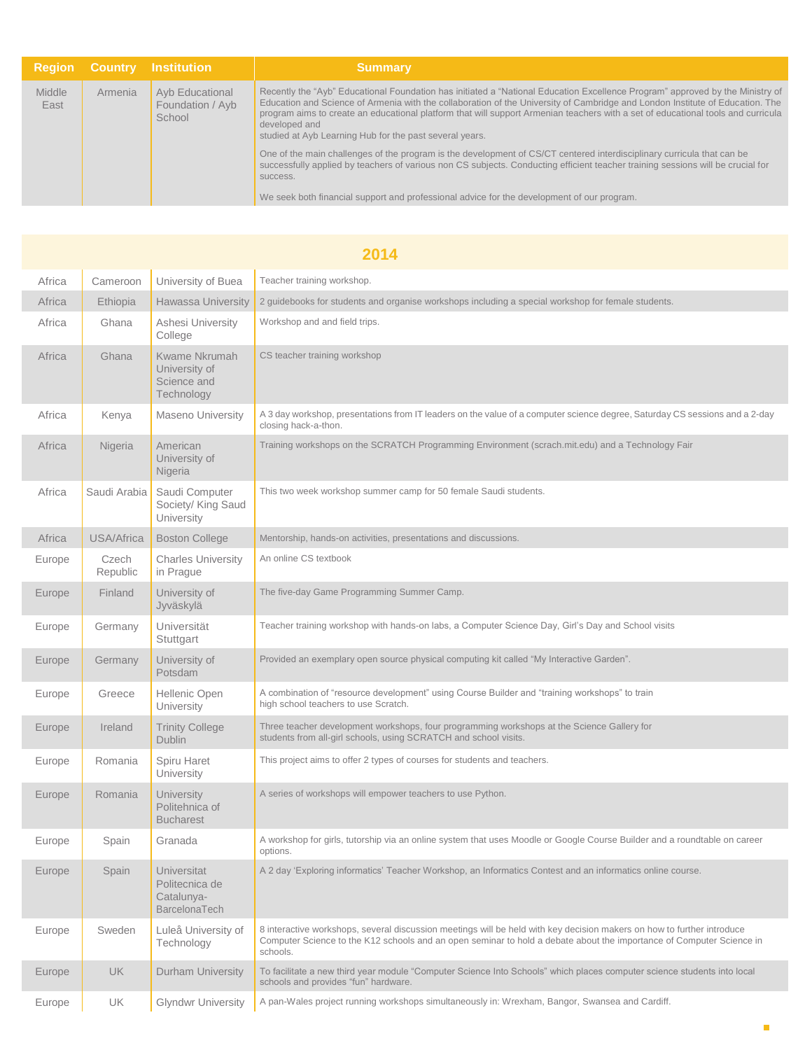| Region | Country | Institution | Summary |
|---|---|---|---|
| Middle East | Armenia | Ayb Educational Foundation / Ayb School | Recently the “Ayb” Educational Foundation has initiated a “National Education Excellence Program” approved by the Ministry of Education and Science of Armenia with the collaboration of the University of Cambridge and London Institute of Education. The program aims to create an educational platform that will support Armenian teachers with a set of educational tools and curricula developed and studied at Ayb Learning Hub for the past several years.<br><br>One of the main challenges of the program is the development of CS/CT centered interdisciplinary curricula that can be successfully applied by teachers of various non CS subjects. Conducting efficient teacher training sessions will be crucial for success.<br><br>We seek both financial support and professional advice for the development of our program. |

## 2014

| Region | Country | Institution | Summary |
|---|---|---|---|
| Africa | Cameroon | University of Buea | Teacher training workshop. |
| Africa | Ethiopia | Hawassa University | 2 guidebooks for students and organise workshops including a special workshop for female students. |
| Africa | Ghana | Ashesi University College | Workshop and and field trips. |
| Africa | Ghana | Kwame Nkrumah University of Science and Technology | CS teacher training workshop |
| Africa | Kenya | Maseno University | A 3 day workshop, presentations from IT leaders on the value of a computer science degree, Saturday CS sessions and a 2-day closing hack-a-thon. |
| Africa | Nigeria | American University of Nigeria | Training workshops on the SCRATCH Programming Environment (scrach.mit.edu) and a Technology Fair |
| Africa | Saudi Arabia | Saudi Computer Society/ King Saud University | This two week workshop summer camp for 50 female Saudi students. |
| Africa | USA/Africa | Boston College | Mentorship, hands-on activities, presentations and discussions. |
| Europe | Czech Republic | Charles University in Prague | An online CS textbook |
| Europe | Finland | University of Jyväskylä | The five-day Game Programming Summer Camp. |
| Europe | Germany | Universität Stuttgart | Teacher training workshop with hands-on labs, a Computer Science Day, Girl’s Day and School visits |
| Europe | Germany | University of Potsdam | Provided an exemplary open source physical computing kit called “My Interactive Garden”. |
| Europe | Greece | Hellenic Open University | A combination of “resource development” using Course Builder and “training workshops” to train high school teachers to use Scratch. |
| Europe | Ireland | Trinity College Dublin | Three teacher development workshops, four programming workshops at the Science Gallery for students from all-girl schools, using SCRATCH and school visits. |
| Europe | Romania | Spiru Haret University | This project aims to offer 2 types of courses for students and teachers. |
| Europe | Romania | University Politehnica of Bucharest | A series of workshops will empower teachers to use Python. |
| Europe | Spain | Granada | A workshop for girls, tutorship via an online system that uses Moodle or Google Course Builder and a roundtable on career options. |
| Europe | Spain | Universitat Politecnica de Catalunya-BarcelonaTech | A 2 day ‘Exploring informatics’ Teacher Workshop, an Informatics Contest and an informatics online course. |
| Europe | Sweden | Luleå University of Technology | 8 interactive workshops, several discussion meetings will be held with key decision makers on how to further introduce Computer Science to the K12 schools and an open seminar to hold a debate about the importance of Computer Science in schools. |
| Europe | UK | Durham University | To facilitate a new third year module “Computer Science Into Schools” which places computer science students into local schools and provides “fun” hardware. |
| Europe | UK | Glyndwr University | A pan-Wales project running workshops simultaneously in: Wrexham, Bangor, Swansea and Cardiff. |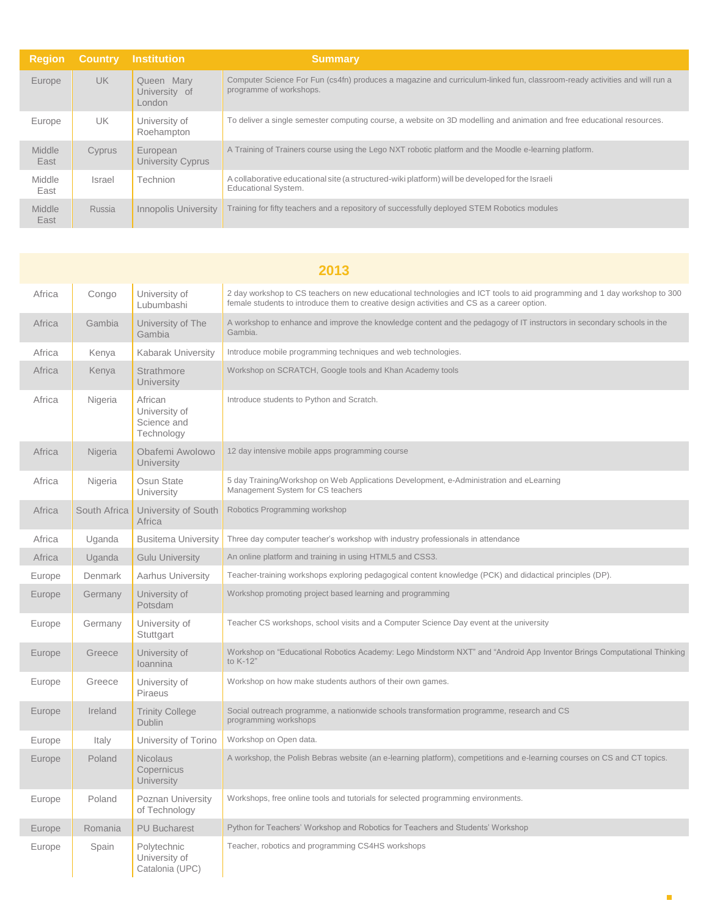| Region | Country | Institution | Summary |
|---|---|---|---|
| Europe | UK | Queen Mary University of London | Computer Science For Fun (cs4fn) produces a magazine and curriculum-linked fun, classroom-ready activities and will run a programme of workshops. |
| Europe | UK | University of Roehampton | To deliver a single semester computing course, a website on 3D modelling and animation and free educational resources. |
| Middle East | Cyprus | European University Cyprus | A Training of Trainers course using the Lego NXT robotic platform and the Moodle e-learning platform. |
| Middle East | Israel | Technion | A collaborative educational site (a structured-wiki platform) will be developed for the Israeli Educational System. |
| Middle East | Russia | Innopolis University | Training for fifty teachers and a repository of successfully deployed STEM Robotics modules |

## 2013

| Region | Country | Institution | Summary |
|---|---|---|---|
| Africa | Congo | University of Lubumbashi | 2 day workshop to CS teachers on new educational technologies and ICT tools to aid programming and 1 day workshop to 300 female students to introduce them to creative design activities and CS as a career option. |
| Africa | Gambia | University of The Gambia | A workshop to enhance and improve the knowledge content and the pedagogy of IT instructors in secondary schools in the Gambia. |
| Africa | Kenya | Kabarak University | Introduce mobile programming techniques and web technologies. |
| Africa | Kenya | Strathmore University | Workshop on SCRATCH, Google tools and Khan Academy tools |
| Africa | Nigeria | African University of Science and Technology | Introduce students to Python and Scratch. |
| Africa | Nigeria | Obafemi Awolowo University | 12 day intensive mobile apps programming course |
| Africa | Nigeria | Osun State University | 5 day Training/Workshop on Web Applications Development, e-Administration and eLearning Management System for CS teachers |
| Africa | South Africa | University of South Africa | Robotics Programming workshop |
| Africa | Uganda | Busitema University | Three day computer teacher's workshop with industry professionals in attendance |
| Africa | Uganda | Gulu University | An online platform and training in using HTML5 and CSS3. |
| Europe | Denmark | Aarhus University | Teacher-training workshops exploring pedagogical content knowledge (PCK) and didactical principles (DP). |
| Europe | Germany | University of Potsdam | Workshop promoting project based learning and programming |
| Europe | Germany | University of Stuttgart | Teacher CS workshops, school visits and a Computer Science Day event at the university |
| Europe | Greece | University of Ioannina | Workshop on "Educational Robotics Academy: Lego Mindstorm NXT" and "Android App Inventor Brings Computational Thinking to K-12" |
| Europe | Greece | University of Piraeus | Workshop on how make students authors of their own games. |
| Europe | Ireland | Trinity College Dublin | Social outreach programme, a nationwide schools transformation programme, research and CS programming workshops |
| Europe | Italy | University of Torino | Workshop on Open data. |
| Europe | Poland | Nicolaus Copernicus University | A workshop, the Polish Bebras website (an e-learning platform), competitions and e-learning courses on CS and CT topics. |
| Europe | Poland | Poznan University of Technology | Workshops, free online tools and tutorials for selected programming environments. |
| Europe | Romania | PU Bucharest | Python for Teachers' Workshop and Robotics for Teachers and Students' Workshop |
| Europe | Spain | Polytechnic University of Catalonia (UPC) | Teacher, robotics and programming CS4HS workshops |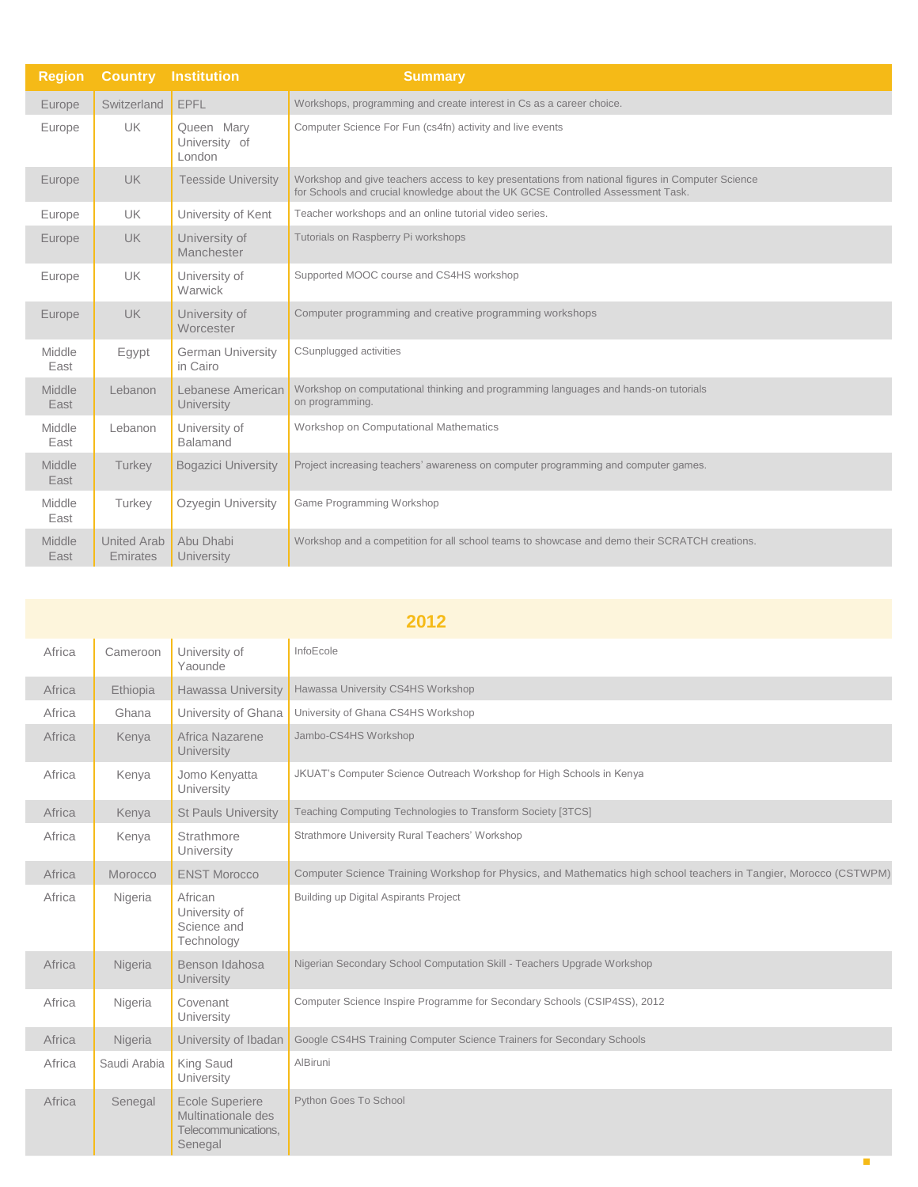| Region | Country | Institution | Summary |
|---|---|---|---|
| Europe | Switzerland | EPFL | Workshops, programming and create interest in Cs as a career choice. |
| Europe | UK | Queen Mary University of London | Computer Science For Fun (cs4fn) activity and live events |
| Europe | UK | Teesside University | Workshop and give teachers access to key presentations from national figures in Computer Science for Schools and crucial knowledge about the UK GCSE Controlled Assessment Task. |
| Europe | UK | University of Kent | Teacher workshops and an online tutorial video series. |
| Europe | UK | University of Manchester | Tutorials on Raspberry Pi workshops |
| Europe | UK | University of Warwick | Supported MOOC course and CS4HS workshop |
| Europe | UK | University of Worcester | Computer programming and creative programming workshops |
| Middle East | Egypt | German University in Cairo | CSunplugged activities |
| Middle East | Lebanon | Lebanese American University | Workshop on computational thinking and programming languages and hands-on tutorials on programming. |
| Middle East | Lebanon | University of Balamand | Workshop on Computational Mathematics |
| Middle East | Turkey | Bogazici University | Project increasing teachers' awareness on computer programming and computer games. |
| Middle East | Turkey | Ozyegin University | Game Programming Workshop |
| Middle East | United Arab Emirates | Abu Dhabi University | Workshop and a competition for all school teams to showcase and demo their SCRATCH creations. |

## 2012

| Region | Country | Institution | Summary |
|---|---|---|---|
| Africa | Cameroon | University of Yaounde | InfoEcole |
| Africa | Ethiopia | Hawassa University | Hawassa University CS4HS Workshop |
| Africa | Ghana | University of Ghana | University of Ghana CS4HS Workshop |
| Africa | Kenya | Africa Nazarene University | Jambo-CS4HS Workshop |
| Africa | Kenya | Jomo Kenyatta University | JKUAT's Computer Science Outreach Workshop for High Schools in Kenya |
| Africa | Kenya | St Pauls University | Teaching Computing Technologies to Transform Society [3TCS] |
| Africa | Kenya | Strathmore University | Strathmore University Rural Teachers' Workshop |
| Africa | Morocco | ENST Morocco | Computer Science Training Workshop for Physics, and Mathematics high school teachers in Tangier, Morocco (CSTWPM) |
| Africa | Nigeria | African University of Science and Technology | Building up Digital Aspirants Project |
| Africa | Nigeria | Benson Idahosa University | Nigerian Secondary School Computation Skill - Teachers Upgrade Workshop |
| Africa | Nigeria | Covenant University | Computer Science Inspire Programme for Secondary Schools (CSIP4SS), 2012 |
| Africa | Nigeria | University of Ibadan | Google CS4HS Training Computer Science Trainers for Secondary Schools |
| Africa | Saudi Arabia | King Saud University | AlBiruni |
| Africa | Senegal | Ecole Superiere Multinationale des Telecommunications, Senegal | Python Goes To School |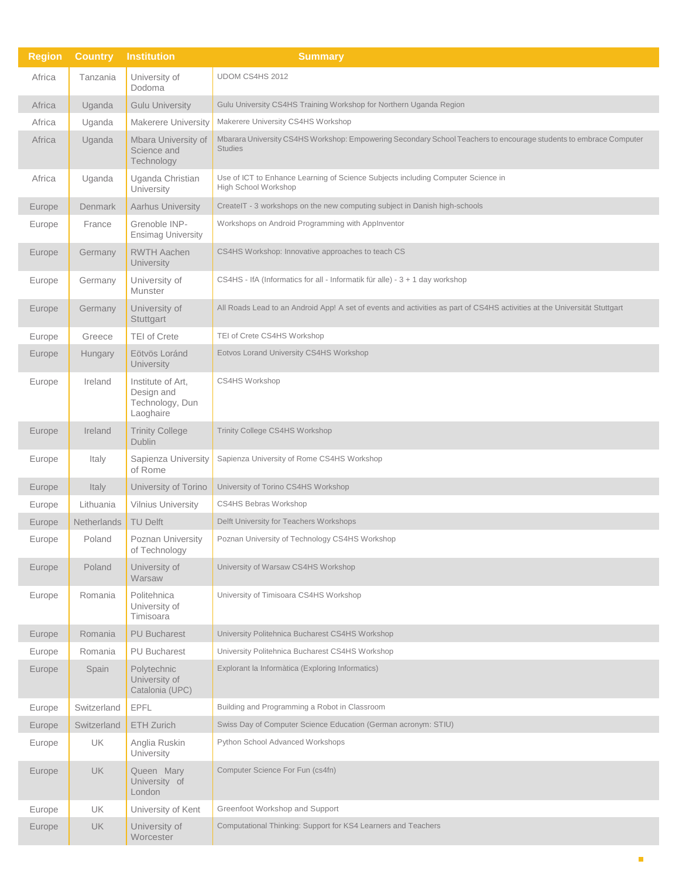| Region | Country | Institution | Summary |
|---|---|---|---|
| Africa | Tanzania | University of Dodoma | UDOM CS4HS 2012 |
| Africa | Uganda | Gulu University | Gulu University CS4HS Training Workshop for Northern Uganda Region |
| Africa | Uganda | Makerere University | Makerere University CS4HS Workshop |
| Africa | Uganda | Mbara University of Science and Technology | Mbarara University CS4HS Workshop: Empowering Secondary School Teachers to encourage students to embrace Computer Studies |
| Africa | Uganda | Uganda Christian University | Use of ICT to Enhance Learning of Science Subjects including Computer Science in High School Workshop |
| Europe | Denmark | Aarhus University | CreateIT - 3 workshops on the new computing subject in Danish high-schools |
| Europe | France | Grenoble INP-Ensimag University | Workshops on Android Programming with AppInventor |
| Europe | Germany | RWTH Aachen University | CS4HS Workshop: Innovative approaches to teach CS |
| Europe | Germany | University of Munster | CS4HS - IfA (Informatics for all - Informatik für alle) - 3 + 1 day workshop |
| Europe | Germany | University of Stuttgart | All Roads Lead to an Android App! A set of events and activities as part of CS4HS activities at the Universität Stuttgart |
| Europe | Greece | TEI of Crete | TEI of Crete CS4HS Workshop |
| Europe | Hungary | Eötvös Loránd University | Eotvos Lorand University CS4HS Workshop |
| Europe | Ireland | Institute of Art, Design and Technology, Dun Laoghaire | CS4HS Workshop |
| Europe | Ireland | Trinity College Dublin | Trinity College CS4HS Workshop |
| Europe | Italy | Sapienza University of Rome | Sapienza University of Rome CS4HS Workshop |
| Europe | Italy | University of Torino | University of Torino CS4HS Workshop |
| Europe | Lithuania | Vilnius University | CS4HS Bebras Workshop |
| Europe | Netherlands | TU Delft | Delft University for Teachers Workshops |
| Europe | Poland | Poznan University of Technology | Poznan University of Technology CS4HS Workshop |
| Europe | Poland | University of Warsaw | University of Warsaw CS4HS Workshop |
| Europe | Romania | Politehnica University of Timisoara | University of Timisoara CS4HS Workshop |
| Europe | Romania | PU Bucharest | University Politehnica Bucharest CS4HS Workshop |
| Europe | Romania | PU Bucharest | University Politehnica Bucharest CS4HS Workshop |
| Europe | Spain | Polytechnic University of Catalonia (UPC) | Explorant la Informàtica (Exploring Informatics) |
| Europe | Switzerland | EPFL | Building and Programming a Robot in Classroom |
| Europe | Switzerland | ETH Zurich | Swiss Day of Computer Science Education (German acronym: STIU) |
| Europe | UK | Anglia Ruskin University | Python School Advanced Workshops |
| Europe | UK | Queen Mary University of London | Computer Science For Fun (cs4fn) |
| Europe | UK | University of Kent | Greenfoot Workshop and Support |
| Europe | UK | University of Worcester | Computational Thinking: Support for KS4 Learners and Teachers |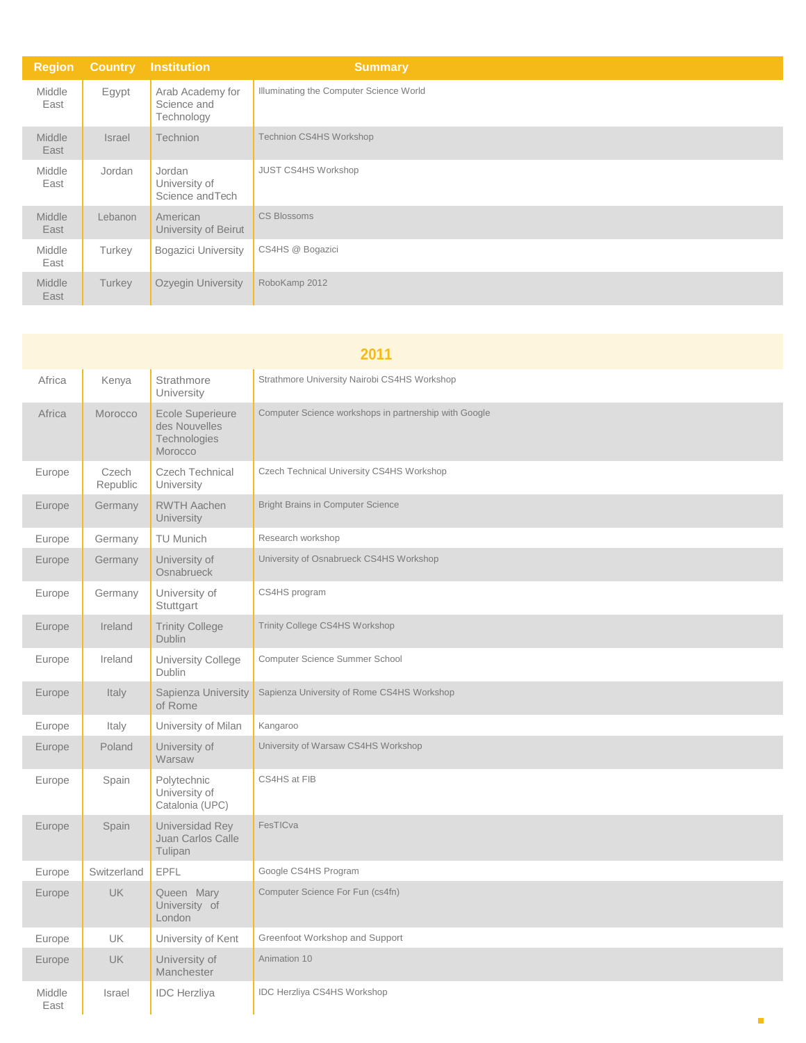| Region | Country | Institution | Summary |
|---|---|---|---|
| Middle East | Egypt | Arab Academy for Science and Technology | Illuminating the Computer Science World |
| Middle East | Israel | Technion | Technion CS4HS Workshop |
| Middle East | Jordan | Jordan University of Science andTech | JUST CS4HS Workshop |
| Middle East | Lebanon | American University of Beirut | CS Blossoms |
| Middle East | Turkey | Bogazici University | CS4HS @ Bogazici |
| Middle East | Turkey | Ozyegin University | RoboKamp 2012 |

## 2011

| Region | Country | Institution | Summary |
|---|---|---|---|
| Africa | Kenya | Strathmore University | Strathmore University Nairobi CS4HS Workshop |
| Africa | Morocco | Ecole Superieure des Nouvelles Technologies Morocco | Computer Science workshops in partnership with Google |
| Europe | Czech Republic | Czech Technical University | Czech Technical University CS4HS Workshop |
| Europe | Germany | RWTH Aachen University | Bright Brains in Computer Science |
| Europe | Germany | TU Munich | Research workshop |
| Europe | Germany | University of Osnabrueck | University of Osnabrueck CS4HS Workshop |
| Europe | Germany | University of Stuttgart | CS4HS program |
| Europe | Ireland | Trinity College Dublin | Trinity College CS4HS Workshop |
| Europe | Ireland | University College Dublin | Computer Science Summer School |
| Europe | Italy | Sapienza University of Rome | Sapienza University of Rome CS4HS Workshop |
| Europe | Italy | University of Milan | Kangaroo |
| Europe | Poland | University of Warsaw | University of Warsaw CS4HS Workshop |
| Europe | Spain | Polytechnic University of Catalonia (UPC) | CS4HS at FIB |
| Europe | Spain | Universidad Rey Juan Carlos Calle Tulipan | FesTICva |
| Europe | Switzerland | EPFL | Google CS4HS Program |
| Europe | UK | Queen Mary University of London | Computer Science For Fun (cs4fn) |
| Europe | UK | University of Kent | Greenfoot Workshop and Support |
| Europe | UK | University of Manchester | Animation 10 |
| Middle East | Israel | IDC Herzliya | IDC Herzliya CS4HS Workshop |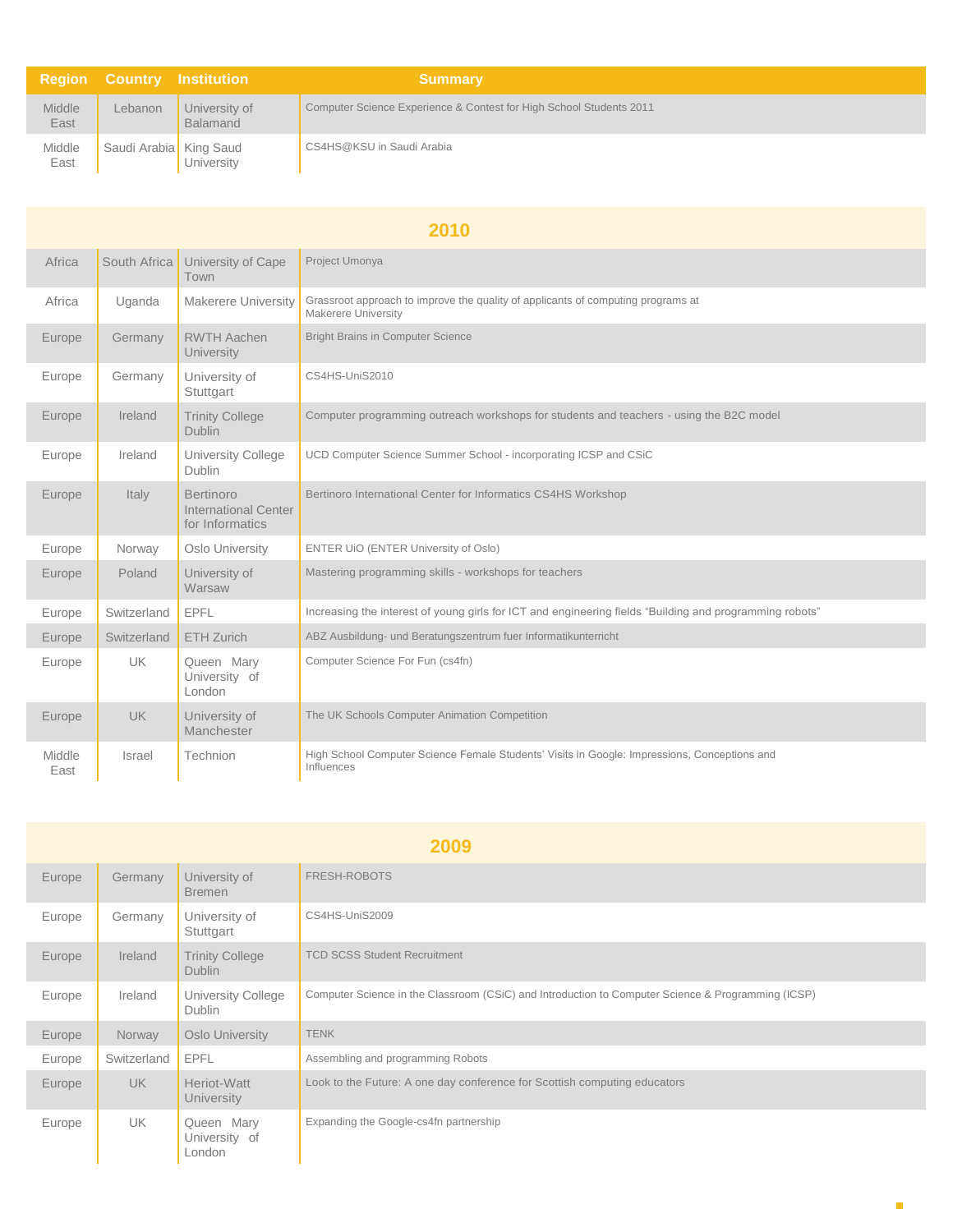| Region | Country | Institution | Summary |
|---|---|---|---|
| Middle East | Lebanon | University of Balamand | Computer Science Experience & Contest for High School Students 2011 |
| Middle East | Saudi Arabia | King Saud University | CS4HS@KSU in Saudi Arabia |

## 2010

| Region | Country | Institution | Summary |
|---|---|---|---|
| Africa | South Africa | University of Cape Town | Project Umonya |
| Africa | Uganda | Makerere University | Grassroot approach to improve the quality of applicants of computing programs at Makerere University |
| Europe | Germany | RWTH Aachen University | Bright Brains in Computer Science |
| Europe | Germany | University of Stuttgart | CS4HS-UniS2010 |
| Europe | Ireland | Trinity College Dublin | Computer programming outreach workshops for students and teachers - using the B2C model |
| Europe | Ireland | University College Dublin | UCD Computer Science Summer School - incorporating ICSP and CSiC |
| Europe | Italy | Bertinoro International Center for Informatics | Bertinoro International Center for Informatics CS4HS Workshop |
| Europe | Norway | Oslo University | ENTER UiO (ENTER University of Oslo) |
| Europe | Poland | University of Warsaw | Mastering programming skills - workshops for teachers |
| Europe | Switzerland | EPFL | Increasing the interest of young girls for ICT and engineering fields “Building and programming robots” |
| Europe | Switzerland | ETH Zurich | ABZ Ausbildung- und Beratungszentrum fuer Informatikunterricht |
| Europe | UK | Queen Mary University of London | Computer Science For Fun (cs4fn) |
| Europe | UK | University of Manchester | The UK Schools Computer Animation Competition |
| Middle East | Israel | Technion | High School Computer Science Female Students’ Visits in Google: Impressions, Conceptions and Influences |

## 2009

| Region | Country | Institution | Summary |
|---|---|---|---|
| Europe | Germany | University of Bremen | FRESH-ROBOTS |
| Europe | Germany | University of Stuttgart | CS4HS-UniS2009 |
| Europe | Ireland | Trinity College Dublin | TCD SCSS Student Recruitment |
| Europe | Ireland | University College Dublin | Computer Science in the Classroom (CSiC) and Introduction to Computer Science & Programming (ICSP) |
| Europe | Norway | Oslo University | TENK |
| Europe | Switzerland | EPFL | Assembling and programming Robots |
| Europe | UK | Heriot-Watt University | Look to the Future: A one day conference for Scottish computing educators |
| Europe | UK | Queen Mary University of London | Expanding the Google-cs4fn partnership |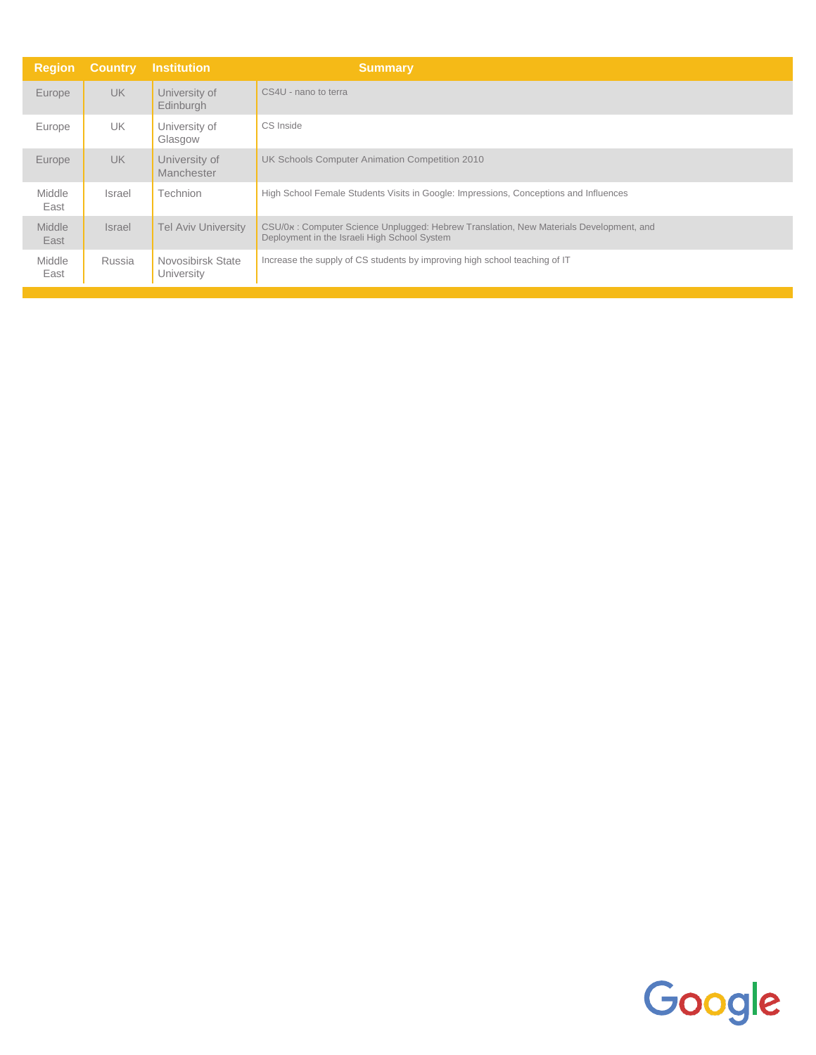| Region | Country | Institution | Summary |
| --- | --- | --- | --- |
| Europe | UK | University of Edinburgh | CS4U - nano to terra |
| Europe | UK | University of Glasgow | CS Inside |
| Europe | UK | University of Manchester | UK Schools Computer Animation Competition 2010 |
| Middle East | Israel | Technion | High School Female Students Visits in Google: Impressions, Conceptions and Influences |
| Middle East | Israel | Tel Aviv University | CSU/0א : Computer Science Unplugged: Hebrew Translation, New Materials Development, and Deployment in the Israeli High School System |
| Middle East | Russia | Novosibirsk State University | Increase the supply of CS students by improving high school teaching of IT |